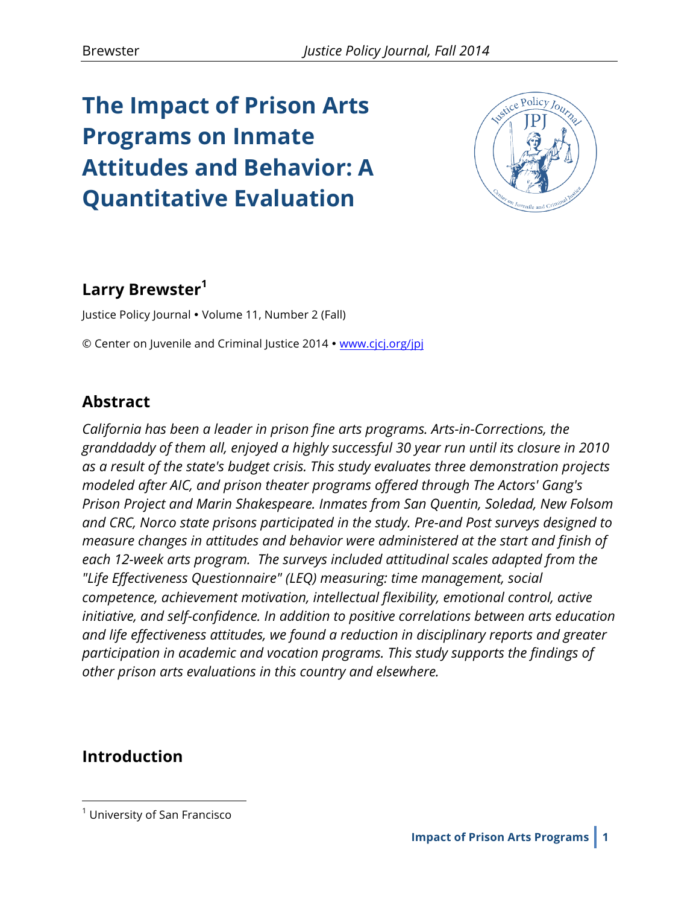# The Impact of Prison Arts Programs on Inmate Attitudes and Behavior: A Quantitative Evaluation

### Larry Brewster[1]

Justice Policy Journal • Volume 11, Number 2 (Fall)

© Center on Juvenile and Criminal Justice 2014 • www.cjcj.org/jpj

## Abstract

*California has been a leader in prison fine arts programs. Arts-in-Corrections, the granddaddy of them all, enjoyed a highly successful 30 year run until its closure in 2010 as a result of the state's budget crisis. This study evaluates three demonstration projects modeled after AIC, and prison theater programs offered through The Actors' Gang's Prison Project and Marin Shakespeare. Inmates from San Quentin, Soledad, New Folsom and CRC, Norco state prisons participated in the study. Pre-and Post surveys designed to measure changes in attitudes and behavior were administered at the start and finish of each 12-week arts program. The surveys included attitudinal scales adapted from the "Life Effectiveness Questionnaire" (LEQ) measuring: time management, social competence, achievement motivation, intellectual flexibility, emotional control, active initiative, and self-confidence. In addition to positive correlations between arts education and life effectiveness attitudes, we found a reduction in disciplinary reports and greater participation in academic and vocation programs. This study supports the findings of other prison arts evaluations in this country and elsewhere.*

## Introduction

[1] University of San Francisco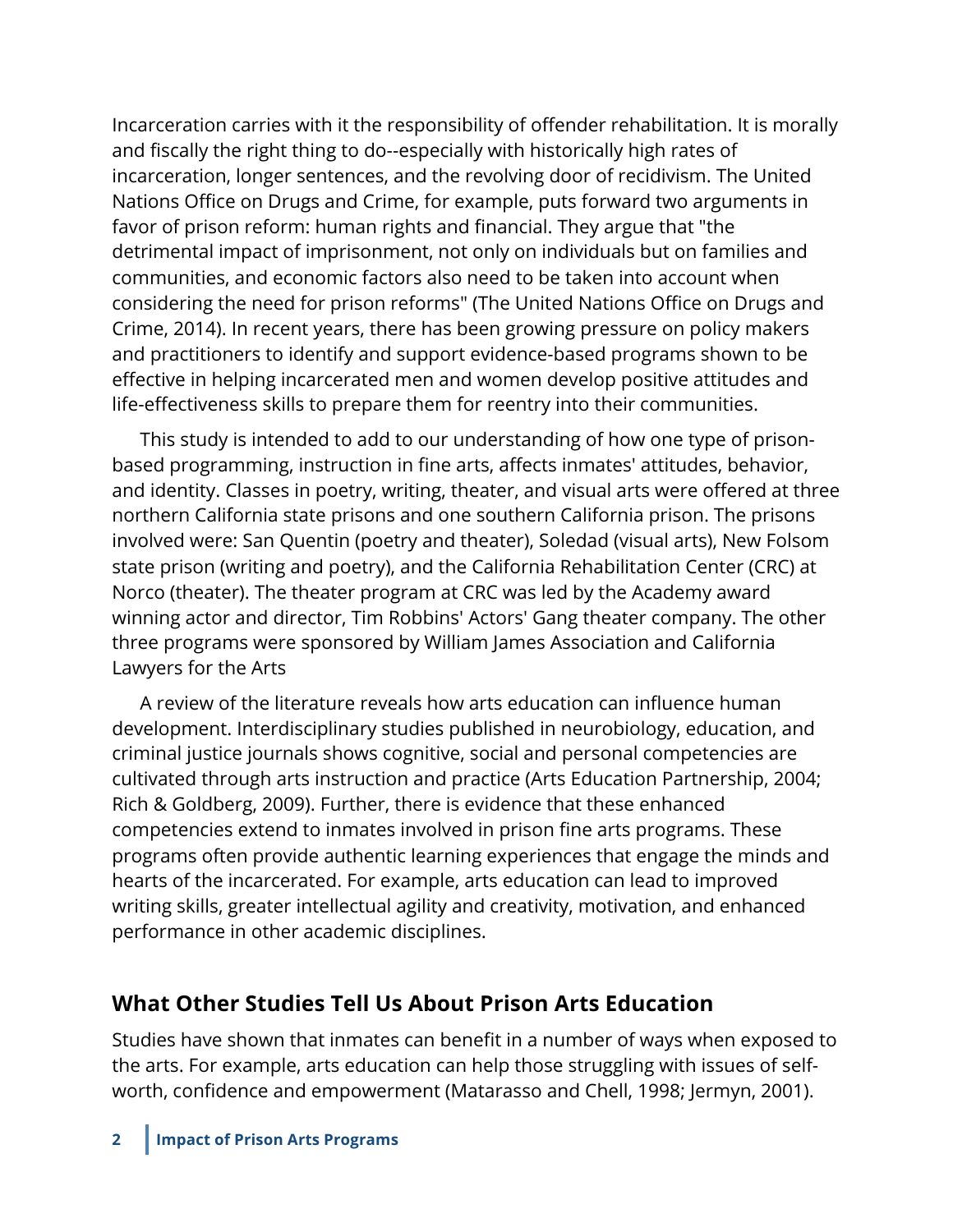Incarceration carries with it the responsibility of offender rehabilitation. It is morally and fiscally the right thing to do--especially with historically high rates of incarceration, longer sentences, and the revolving door of recidivism. The United Nations Office on Drugs and Crime, for example, puts forward two arguments in favor of prison reform: human rights and financial. They argue that "the detrimental impact of imprisonment, not only on individuals but on families and communities, and economic factors also need to be taken into account when considering the need for prison reforms" (The United Nations Office on Drugs and Crime, 2014). In recent years, there has been growing pressure on policy makers and practitioners to identify and support evidence-based programs shown to be effective in helping incarcerated men and women develop positive attitudes and life-effectiveness skills to prepare them for reentry into their communities.

This study is intended to add to our understanding of how one type of prison-based programming, instruction in fine arts, affects inmates' attitudes, behavior, and identity. Classes in poetry, writing, theater, and visual arts were offered at three northern California state prisons and one southern California prison. The prisons involved were: San Quentin (poetry and theater), Soledad (visual arts), New Folsom state prison (writing and poetry), and the California Rehabilitation Center (CRC) at Norco (theater). The theater program at CRC was led by the Academy award winning actor and director, Tim Robbins' Actors' Gang theater company. The other three programs were sponsored by William James Association and California Lawyers for the Arts

A review of the literature reveals how arts education can influence human development. Interdisciplinary studies published in neurobiology, education, and criminal justice journals shows cognitive, social and personal competencies are cultivated through arts instruction and practice (Arts Education Partnership, 2004; Rich & Goldberg, 2009). Further, there is evidence that these enhanced competencies extend to inmates involved in prison fine arts programs. These programs often provide authentic learning experiences that engage the minds and hearts of the incarcerated. For example, arts education can lead to improved writing skills, greater intellectual agility and creativity, motivation, and enhanced performance in other academic disciplines.

## What Other Studies Tell Us About Prison Arts Education

Studies have shown that inmates can benefit in a number of ways when exposed to the arts. For example, arts education can help those struggling with issues of self-worth, confidence and empowerment (Matarasso and Chell, 1998; Jermyn, 2001).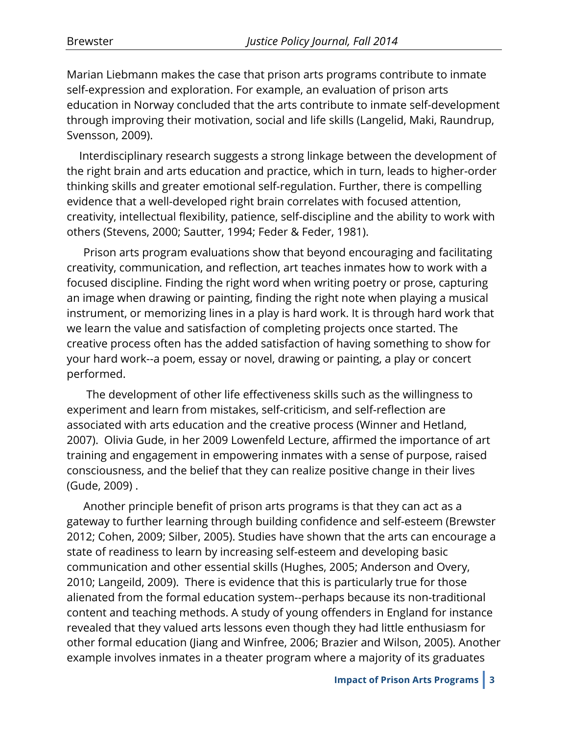Marian Liebmann makes the case that prison arts programs contribute to inmate self-expression and exploration. For example, an evaluation of prison arts education in Norway concluded that the arts contribute to inmate self-development through improving their motivation, social and life skills (Langelid, Maki, Raundrup, Svensson, 2009).

Interdisciplinary research suggests a strong linkage between the development of the right brain and arts education and practice, which in turn, leads to higher-order thinking skills and greater emotional self-regulation. Further, there is compelling evidence that a well-developed right brain correlates with focused attention, creativity, intellectual flexibility, patience, self-discipline and the ability to work with others (Stevens, 2000; Sautter, 1994; Feder & Feder, 1981).

Prison arts program evaluations show that beyond encouraging and facilitating creativity, communication, and reflection, art teaches inmates how to work with a focused discipline. Finding the right word when writing poetry or prose, capturing an image when drawing or painting, finding the right note when playing a musical instrument, or memorizing lines in a play is hard work. It is through hard work that we learn the value and satisfaction of completing projects once started. The creative process often has the added satisfaction of having something to show for your hard work--a poem, essay or novel, drawing or painting, a play or concert performed.

The development of other life effectiveness skills such as the willingness to experiment and learn from mistakes, self-criticism, and self-reflection are associated with arts education and the creative process (Winner and Hetland, 2007). Olivia Gude, in her 2009 Lowenfeld Lecture, affirmed the importance of art training and engagement in empowering inmates with a sense of purpose, raised consciousness, and the belief that they can realize positive change in their lives (Gude, 2009) .

Another principle benefit of prison arts programs is that they can act as a gateway to further learning through building confidence and self-esteem (Brewster 2012; Cohen, 2009; Silber, 2005). Studies have shown that the arts can encourage a state of readiness to learn by increasing self-esteem and developing basic communication and other essential skills (Hughes, 2005; Anderson and Overy, 2010; Langeild, 2009). There is evidence that this is particularly true for those alienated from the formal education system--perhaps because its non-traditional content and teaching methods. A study of young offenders in England for instance revealed that they valued arts lessons even though they had little enthusiasm for other formal education (Jiang and Winfree, 2006; Brazier and Wilson, 2005). Another example involves inmates in a theater program where a majority of its graduates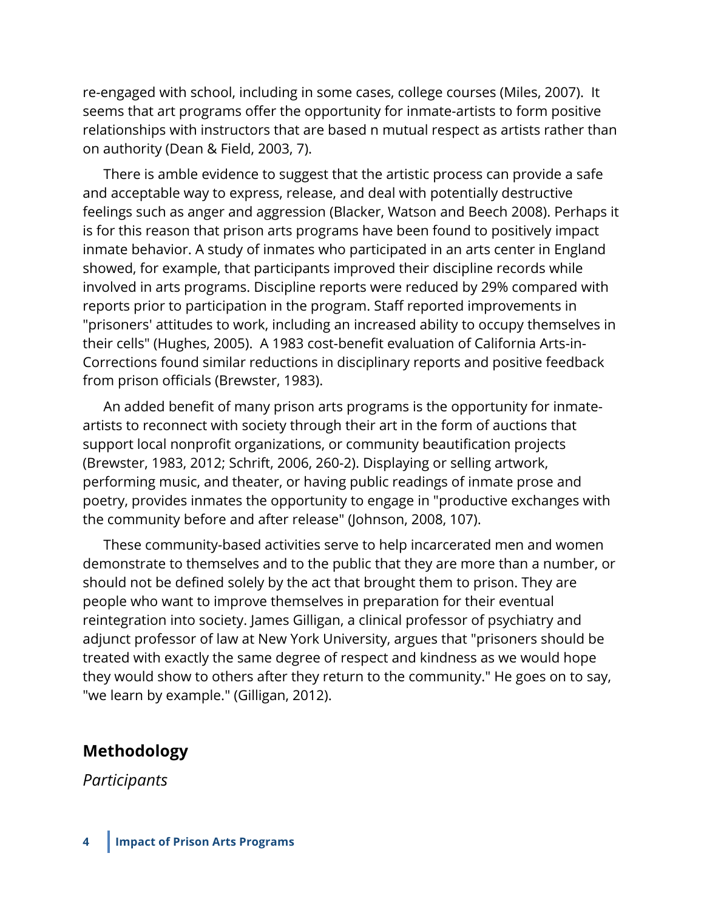re-engaged with school, including in some cases, college courses (Miles, 2007). It seems that art programs offer the opportunity for inmate-artists to form positive relationships with instructors that are based n mutual respect as artists rather than on authority (Dean & Field, 2003, 7).

There is amble evidence to suggest that the artistic process can provide a safe and acceptable way to express, release, and deal with potentially destructive feelings such as anger and aggression (Blacker, Watson and Beech 2008). Perhaps it is for this reason that prison arts programs have been found to positively impact inmate behavior. A study of inmates who participated in an arts center in England showed, for example, that participants improved their discipline records while involved in arts programs. Discipline reports were reduced by 29% compared with reports prior to participation in the program. Staff reported improvements in "prisoners' attitudes to work, including an increased ability to occupy themselves in their cells" (Hughes, 2005). A 1983 cost-benefit evaluation of California Arts-in-Corrections found similar reductions in disciplinary reports and positive feedback from prison officials (Brewster, 1983).

An added benefit of many prison arts programs is the opportunity for inmate-artists to reconnect with society through their art in the form of auctions that support local nonprofit organizations, or community beautification projects (Brewster, 1983, 2012; Schrift, 2006, 260-2). Displaying or selling artwork, performing music, and theater, or having public readings of inmate prose and poetry, provides inmates the opportunity to engage in "productive exchanges with the community before and after release" (Johnson, 2008, 107).

These community-based activities serve to help incarcerated men and women demonstrate to themselves and to the public that they are more than a number, or should not be defined solely by the act that brought them to prison. They are people who want to improve themselves in preparation for their eventual reintegration into society. James Gilligan, a clinical professor of psychiatry and adjunct professor of law at New York University, argues that "prisoners should be treated with exactly the same degree of respect and kindness as we would hope they would show to others after they return to the community." He goes on to say, "we learn by example." (Gilligan, 2012).

## Methodology

*Participants*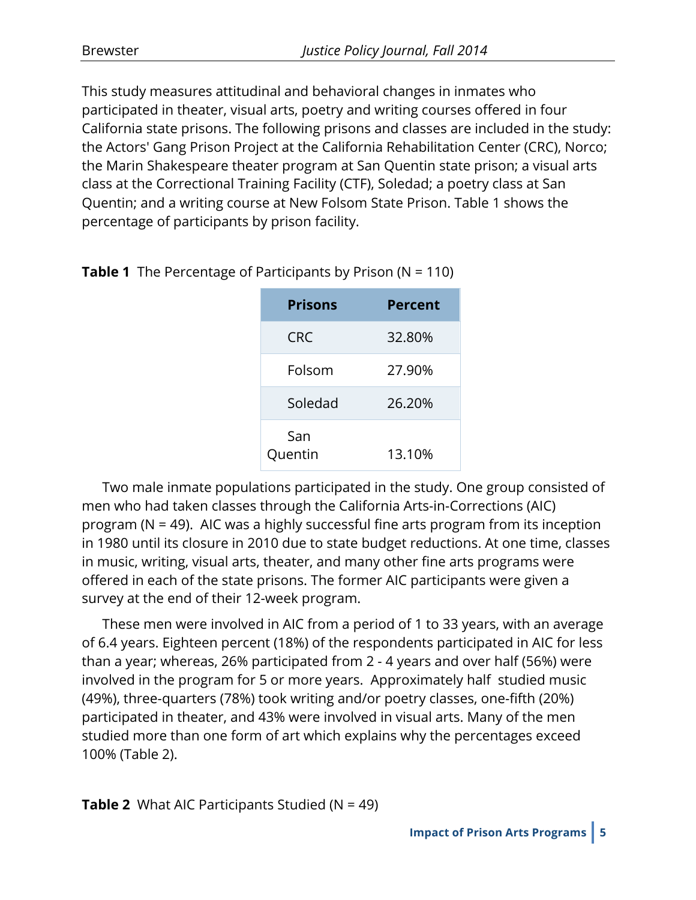This study measures attitudinal and behavioral changes in inmates who participated in theater, visual arts, poetry and writing courses offered in four California state prisons. The following prisons and classes are included in the study: the Actors' Gang Prison Project at the California Rehabilitation Center (CRC), Norco; the Marin Shakespeare theater program at San Quentin state prison; a visual arts class at the Correctional Training Facility (CTF), Soledad; a poetry class at San Quentin; and a writing course at New Folsom State Prison. Table 1 shows the percentage of participants by prison facility.

**Table 1** The Percentage of Participants by Prison (N = 110)

| Prisons | Percent |
|---|---|
| CRC | 32.80% |
| Folsom | 27.90% |
| Soledad | 26.20% |
| San Quentin | 13.10% |

Two male inmate populations participated in the study. One group consisted of men who had taken classes through the California Arts-in-Corrections (AIC) program (N = 49). AIC was a highly successful fine arts program from its inception in 1980 until its closure in 2010 due to state budget reductions. At one time, classes in music, writing, visual arts, theater, and many other fine arts programs were offered in each of the state prisons. The former AIC participants were given a survey at the end of their 12-week program.

These men were involved in AIC from a period of 1 to 33 years, with an average of 6.4 years. Eighteen percent (18%) of the respondents participated in AIC for less than a year; whereas, 26% participated from 2 - 4 years and over half (56%) were involved in the program for 5 or more years. Approximately half studied music (49%), three-quarters (78%) took writing and/or poetry classes, one-fifth (20%) participated in theater, and 43% were involved in visual arts. Many of the men studied more than one form of art which explains why the percentages exceed 100% (Table 2).

**Table 2** What AIC Participants Studied (N = 49)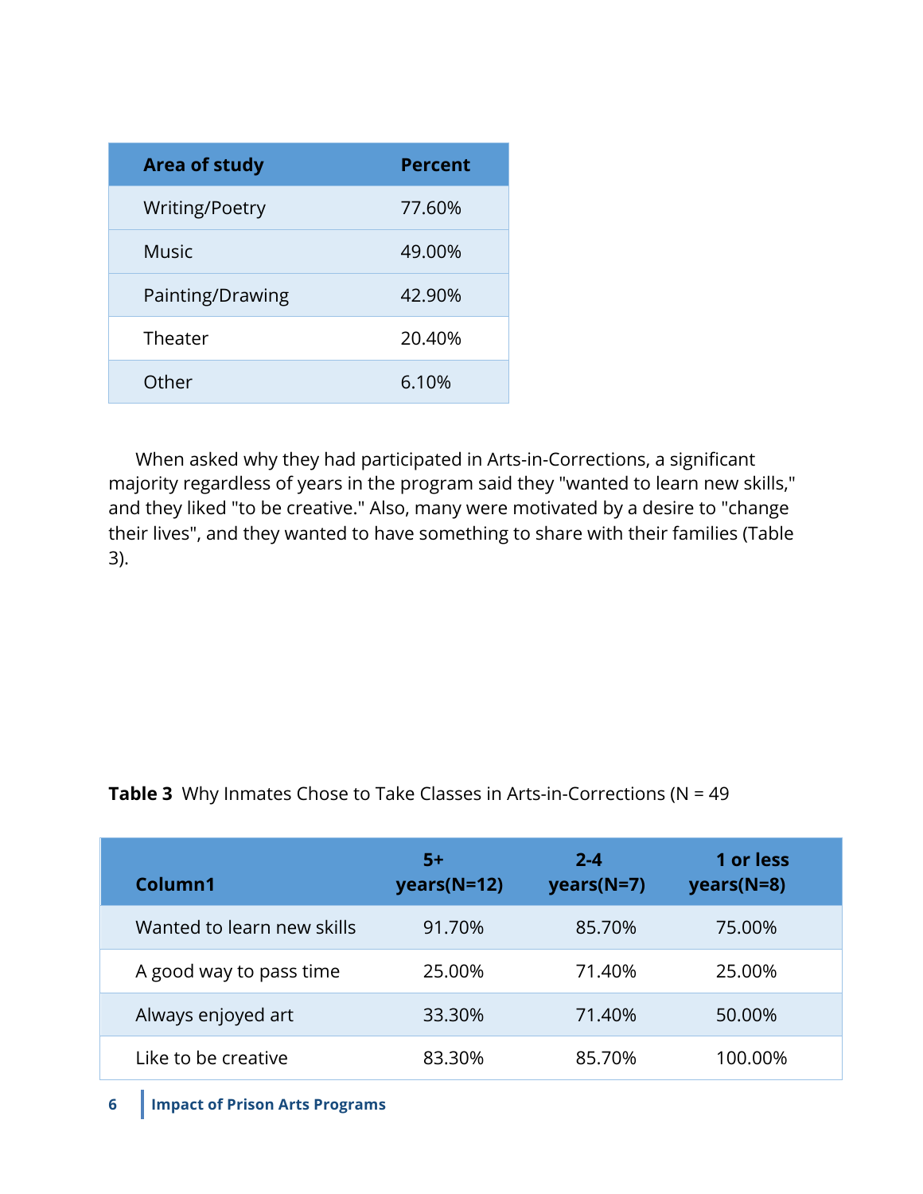| Area of study | Percent |
|---|---|
| Writing/Poetry | 77.60% |
| Music | 49.00% |
| Painting/Drawing | 42.90% |
| Theater | 20.40% |
| Other | 6.10% |

When asked why they had participated in Arts-in-Corrections, a significant majority regardless of years in the program said they "wanted to learn new skills," and they liked "to be creative." Also, many were motivated by a desire to "change their lives", and they wanted to have something to share with their families (Table 3).

**Table 3** Why Inmates Chose to Take Classes in Arts-in-Corrections (N = 49

| Column1 | 5+ years(N=12) | 2-4 years(N=7) | 1 or less years(N=8) |
|---|---|---|---|
| Wanted to learn new skills | 91.70% | 85.70% | 75.00% |
| A good way to pass time | 25.00% | 71.40% | 25.00% |
| Always enjoyed art | 33.30% | 71.40% | 50.00% |
| Like to be creative | 83.30% | 85.70% | 100.00% |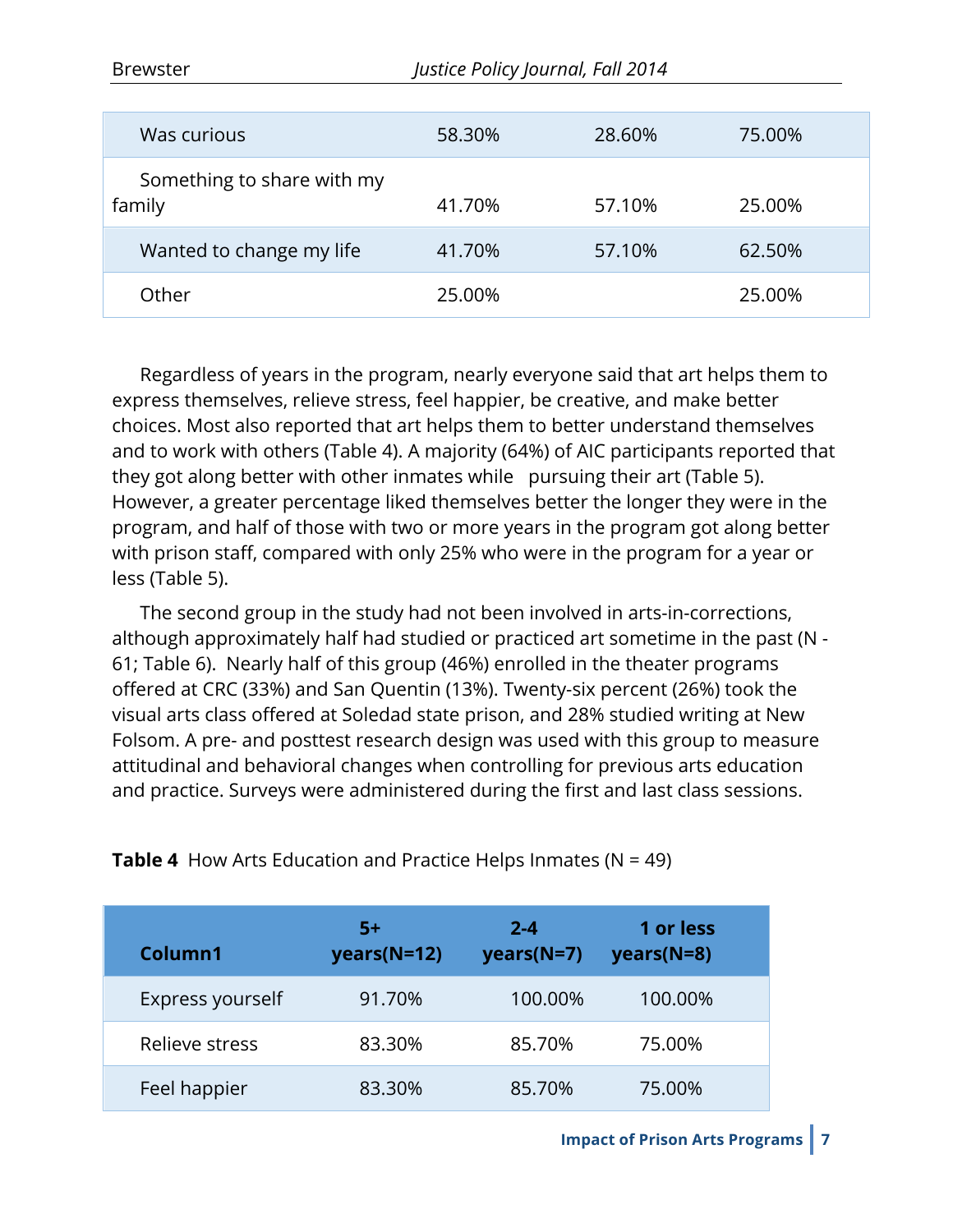| | | | |
|---|---|---|---|
| Was curious | 58.30% | 28.60% | 75.00% |
| Something to share with my family | 41.70% | 57.10% | 25.00% |
| Wanted to change my life | 41.70% | 57.10% | 62.50% |
| Other | 25.00% | | 25.00% |

Regardless of years in the program, nearly everyone said that art helps them to express themselves, relieve stress, feel happier, be creative, and make better choices. Most also reported that art helps them to better understand themselves and to work with others (Table 4). A majority (64%) of AIC participants reported that they got along better with other inmates while pursuing their art (Table 5). However, a greater percentage liked themselves better the longer they were in the program, and half of those with two or more years in the program got along better with prison staff, compared with only 25% who were in the program for a year or less (Table 5).

The second group in the study had not been involved in arts-in-corrections, although approximately half had studied or practiced art sometime in the past (N - 61; Table 6). Nearly half of this group (46%) enrolled in the theater programs offered at CRC (33%) and San Quentin (13%). Twenty-six percent (26%) took the visual arts class offered at Soledad state prison, and 28% studied writing at New Folsom. A pre- and posttest research design was used with this group to measure attitudinal and behavioral changes when controlling for previous arts education and practice. Surveys were administered during the first and last class sessions.

**Table 4** How Arts Education and Practice Helps Inmates (N = 49)

| Column1 | 5+ years(N=12) | 2-4 years(N=7) | 1 or less years(N=8) |
|---|---|---|---|
| Express yourself | 91.70% | 100.00% | 100.00% |
| Relieve stress | 83.30% | 85.70% | 75.00% |
| Feel happier | 83.30% | 85.70% | 75.00% |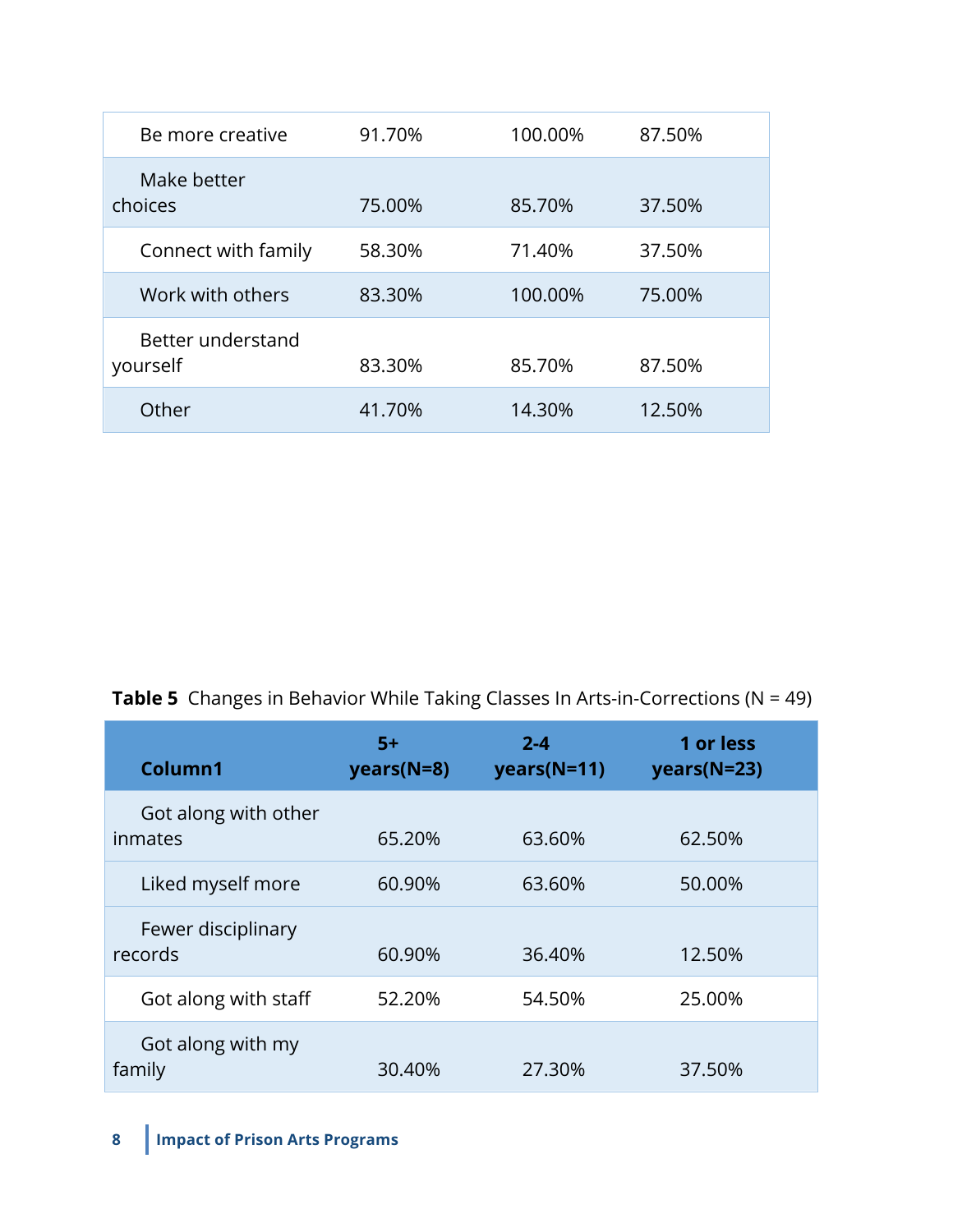| | | | |
|---|---|---|---|
| Be more creative | 91.70% | 100.00% | 87.50% |
| Make better choices | 75.00% | 85.70% | 37.50% |
| Connect with family | 58.30% | 71.40% | 37.50% |
| Work with others | 83.30% | 100.00% | 75.00% |
| Better understand yourself | 83.30% | 85.70% | 87.50% |
| Other | 41.70% | 14.30% | 12.50% |

**Table 5** Changes in Behavior While Taking Classes In Arts-in-Corrections (N = 49)

| Column1 | 5+ years(N=8) | 2-4 years(N=11) | 1 or less years(N=23) |
|---|---|---|---|
| Got along with other inmates | 65.20% | 63.60% | 62.50% |
| Liked myself more | 60.90% | 63.60% | 50.00% |
| Fewer disciplinary records | 60.90% | 36.40% | 12.50% |
| Got along with staff | 52.20% | 54.50% | 25.00% |
| Got along with my family | 30.40% | 27.30% | 37.50% |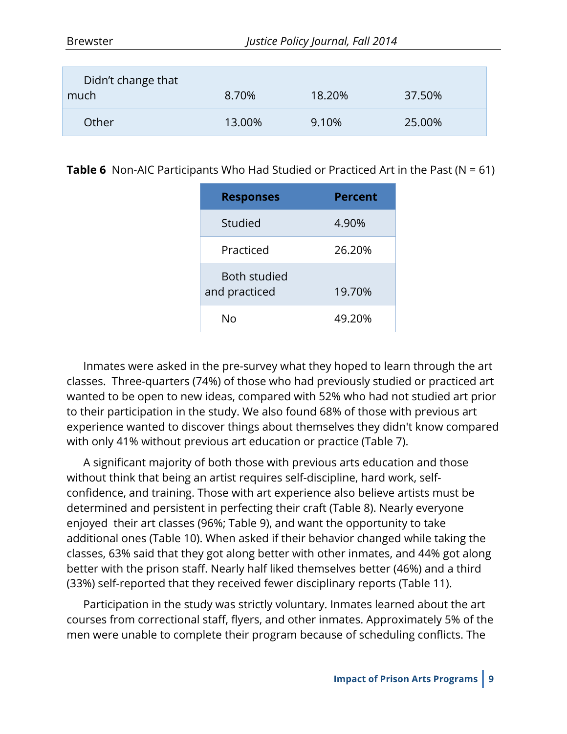| | | | |
|---|---|---|---|
| Didn't change that much | 8.70% | 18.20% | 37.50% |
| Other | 13.00% | 9.10% | 25.00% |

**Table 6** Non-AIC Participants Who Had Studied or Practiced Art in the Past (N = 61)

| Responses | Percent |
|---|---|
| Studied | 4.90% |
| Practiced | 26.20% |
| Both studied and practiced | 19.70% |
| No | 49.20% |

Inmates were asked in the pre-survey what they hoped to learn through the art classes. Three-quarters (74%) of those who had previously studied or practiced art wanted to be open to new ideas, compared with 52% who had not studied art prior to their participation in the study. We also found 68% of those with previous art experience wanted to discover things about themselves they didn't know compared with only 41% without previous art education or practice (Table 7).

A significant majority of both those with previous arts education and those without think that being an artist requires self-discipline, hard work, self-confidence, and training. Those with art experience also believe artists must be determined and persistent in perfecting their craft (Table 8). Nearly everyone enjoyed their art classes (96%; Table 9), and want the opportunity to take additional ones (Table 10). When asked if their behavior changed while taking the classes, 63% said that they got along better with other inmates, and 44% got along better with the prison staff. Nearly half liked themselves better (46%) and a third (33%) self-reported that they received fewer disciplinary reports (Table 11).

Participation in the study was strictly voluntary. Inmates learned about the art courses from correctional staff, flyers, and other inmates. Approximately 5% of the men were unable to complete their program because of scheduling conflicts. The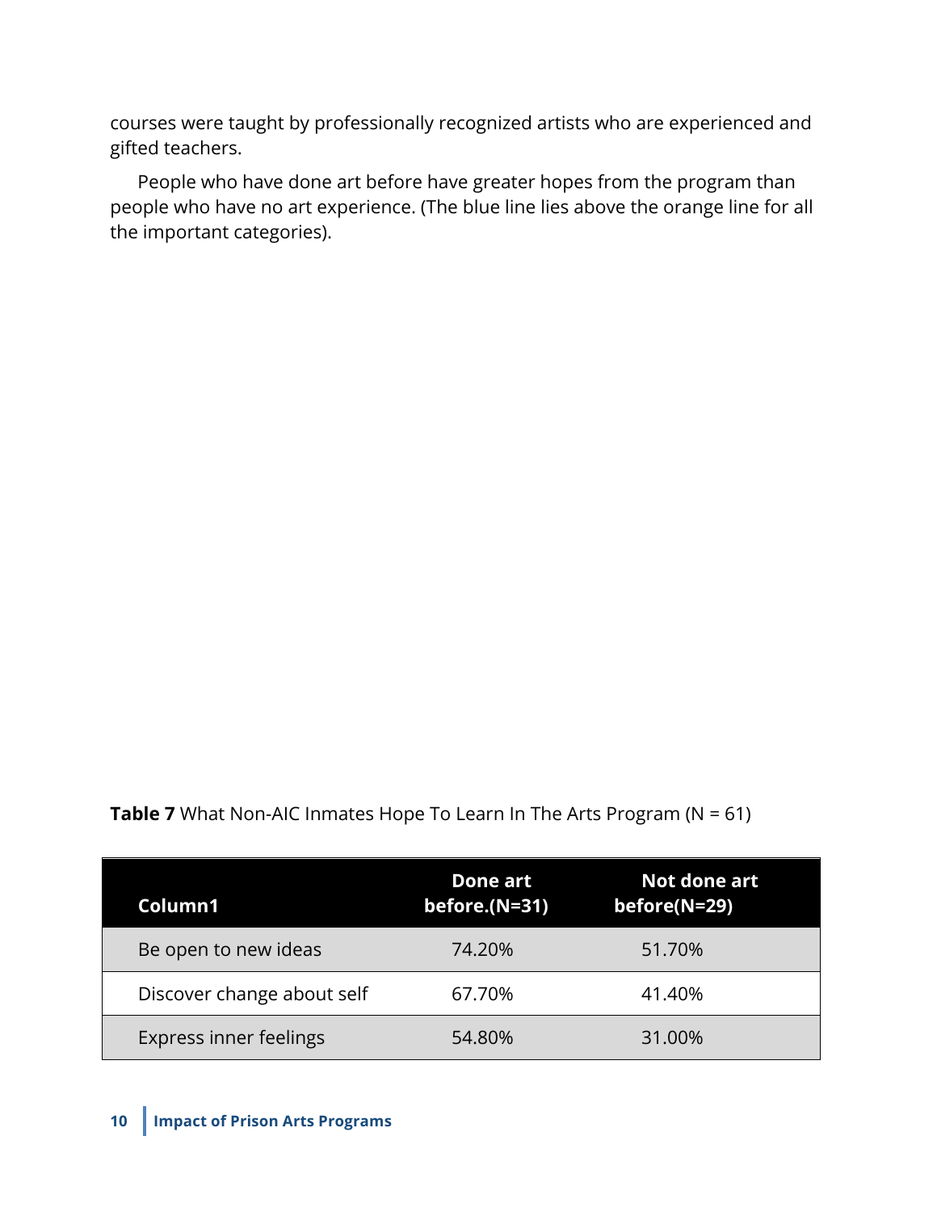courses were taught by professionally recognized artists who are experienced and gifted teachers.

People who have done art before have greater hopes from the program than people who have no art experience. (The blue line lies above the orange line for all the important categories).

**Table 7** What Non-AIC Inmates Hope To Learn In The Arts Program (N = 61)

| Column1 | Done art before.(N=31) | Not done art before(N=29) |
|---|---|---|
| Be open to new ideas | 74.20% | 51.70% |
| Discover change about self | 67.70% | 41.40% |
| Express inner feelings | 54.80% | 31.00% |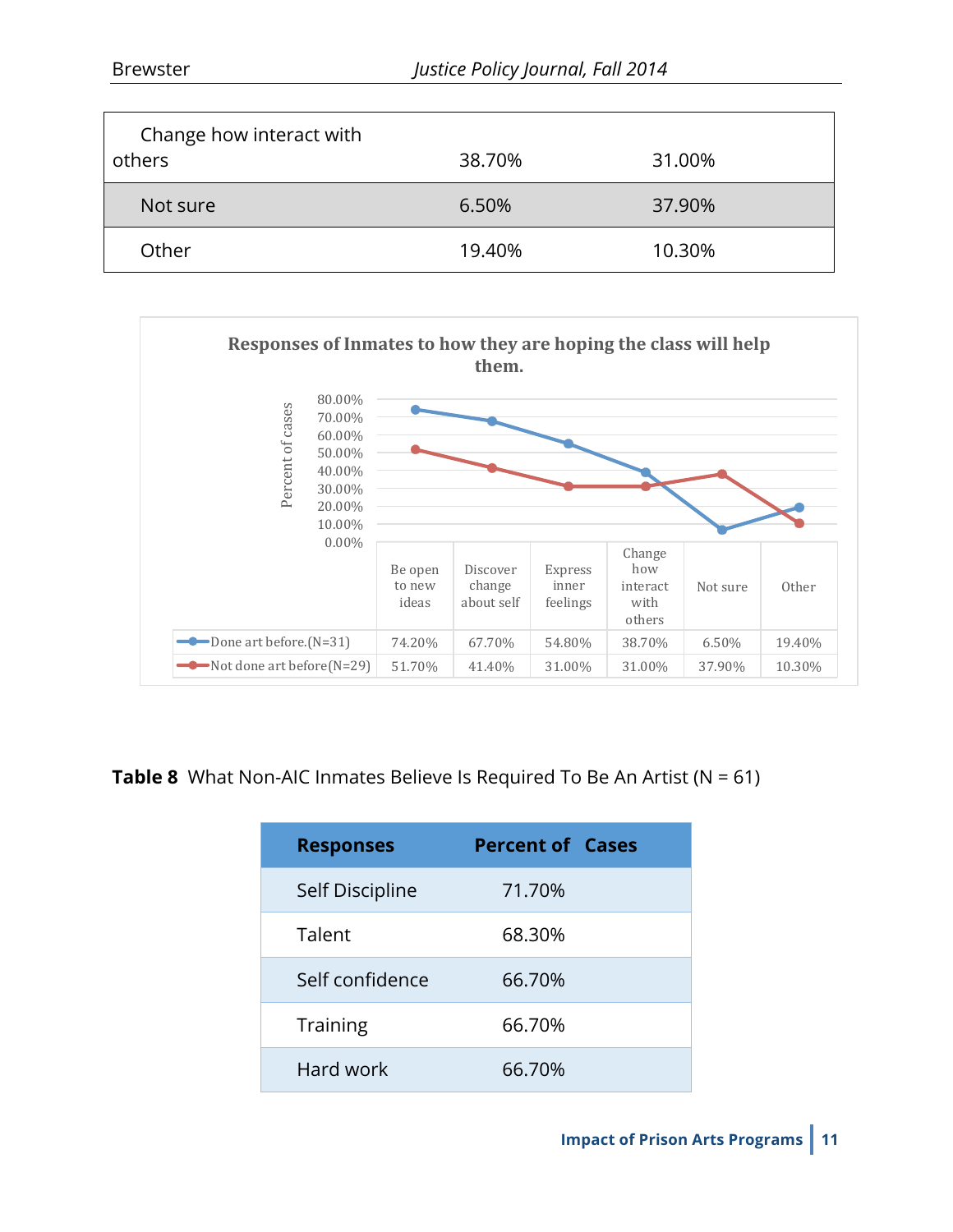| Change how interact with others | 38.70% | 31.00% |
|---|---|---|
| Not sure | 6.50% | 37.90% |
| Other | 19.40% | 10.30% |

**Responses of Inmates to how they are hoping the class will help them.**

| | Be open to new ideas | Discover change about self | Express inner feelings | Change how interact with others | Not sure | Other |
|---|---|---|---|---|---|---|
| Done art before.(N=31) | 74.20% | 67.70% | 54.80% | 38.70% | 6.50% | 19.40% |
| Not done art before(N=29) | 51.70% | 41.40% | 31.00% | 31.00% | 37.90% | 10.30% |

**Table 8** What Non-AIC Inmates Believe Is Required To Be An Artist (N = 61)

| Responses | Percent of Cases |
|---|---|
| Self Discipline | 71.70% |
| Talent | 68.30% |
| Self confidence | 66.70% |
| Training | 66.70% |
| Hard work | 66.70% |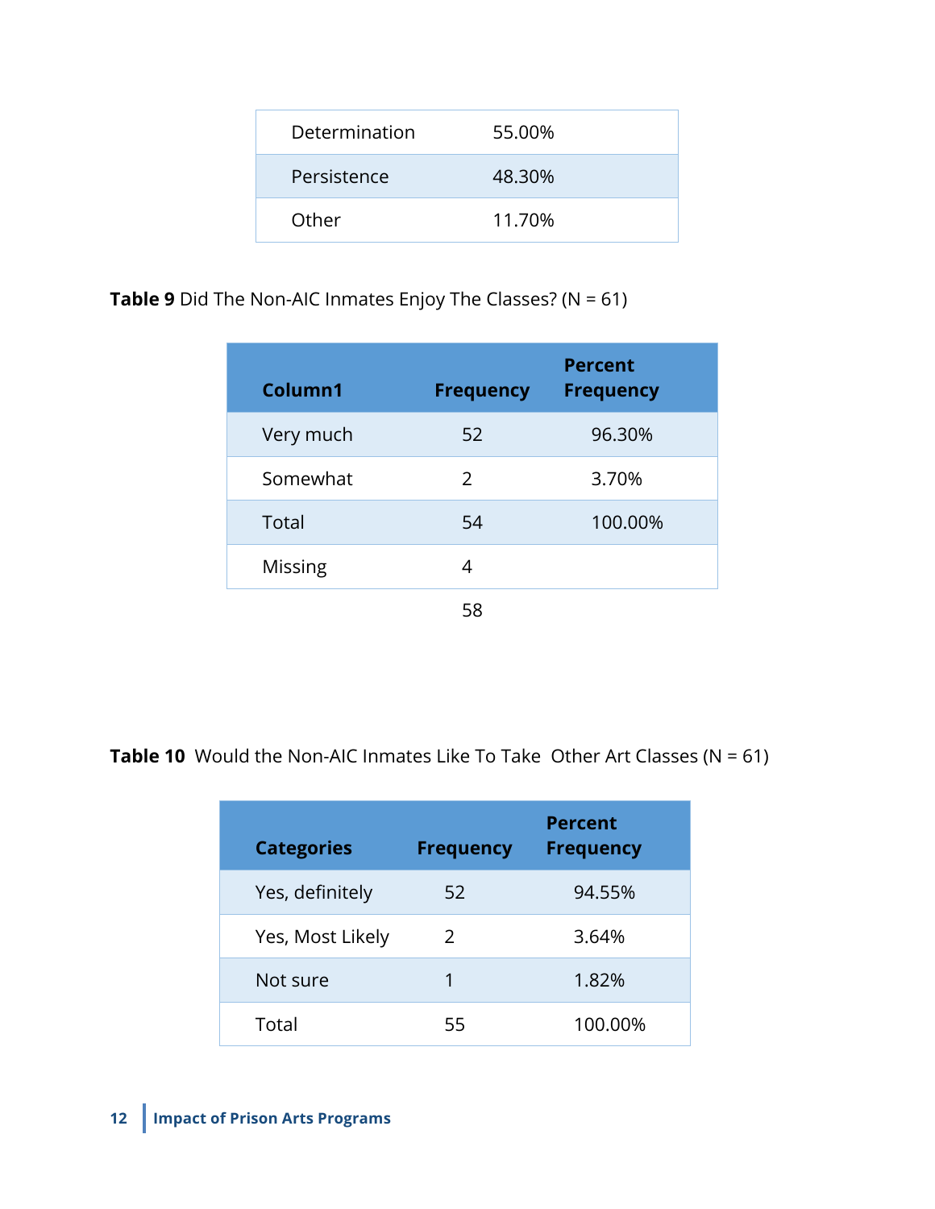| | |
|---|---|
| Determination | 55.00% |
| Persistence | 48.30% |
| Other | 11.70% |

**Table 9** Did The Non-AIC Inmates Enjoy The Classes? (N = 61)

| Column1 | Frequency | Percent Frequency |
|---|---|---|
| Very much | 52 | 96.30% |
| Somewhat | 2 | 3.70% |
| Total | 54 | 100.00% |
| Missing | 4 | |
| | 58 | |

**Table 10** Would the Non-AIC Inmates Like To Take Other Art Classes (N = 61)

| Categories | Frequency | Percent Frequency |
|---|---|---|
| Yes, definitely | 52 | 94.55% |
| Yes, Most Likely | 2 | 3.64% |
| Not sure | 1 | 1.82% |
| Total | 55 | 100.00% |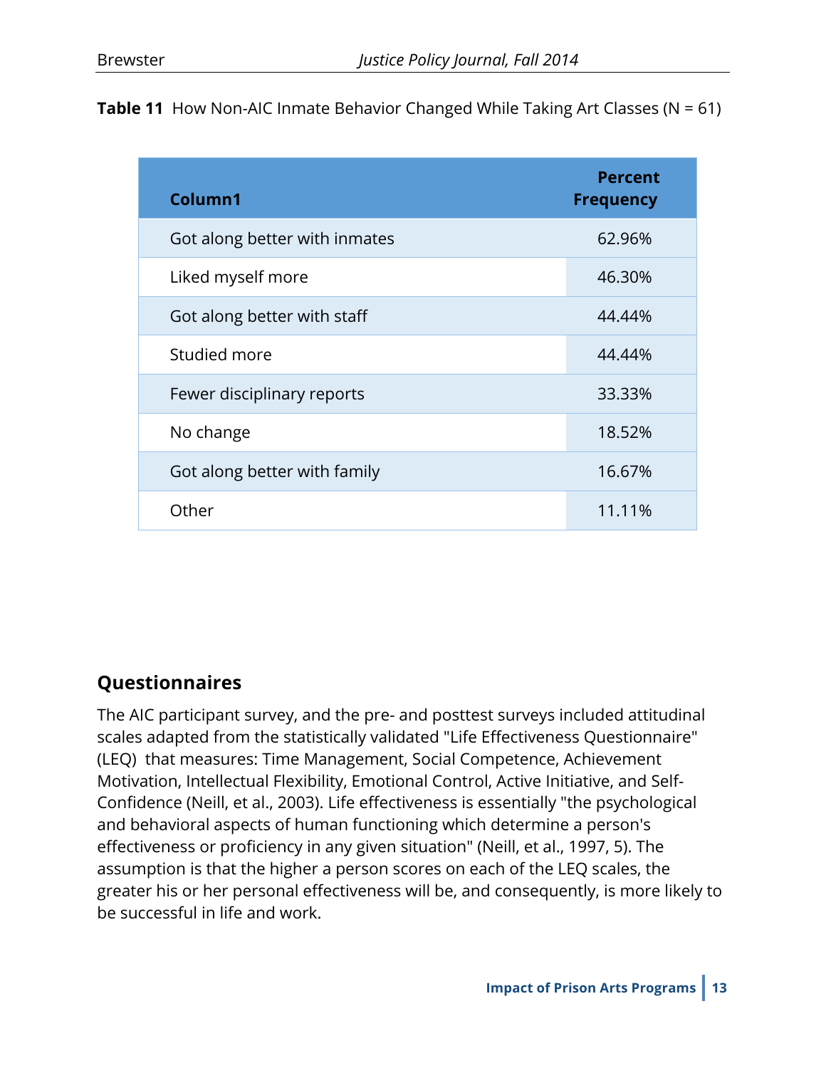**Table 11** How Non-AIC Inmate Behavior Changed While Taking Art Classes (N = 61)

| Column1 | Percent Frequency |
|---|---|
| Got along better with inmates | 62.96% |
| Liked myself more | 46.30% |
| Got along better with staff | 44.44% |
| Studied more | 44.44% |
| Fewer disciplinary reports | 33.33% |
| No change | 18.52% |
| Got along better with family | 16.67% |
| Other | 11.11% |

## Questionnaires

The AIC participant survey, and the pre- and posttest surveys included attitudinal scales adapted from the statistically validated "Life Effectiveness Questionnaire" (LEQ) that measures: Time Management, Social Competence, Achievement Motivation, Intellectual Flexibility, Emotional Control, Active Initiative, and Self-Confidence (Neill, et al., 2003). Life effectiveness is essentially "the psychological and behavioral aspects of human functioning which determine a person's effectiveness or proficiency in any given situation" (Neill, et al., 1997, 5). The assumption is that the higher a person scores on each of the LEQ scales, the greater his or her personal effectiveness will be, and consequently, is more likely to be successful in life and work.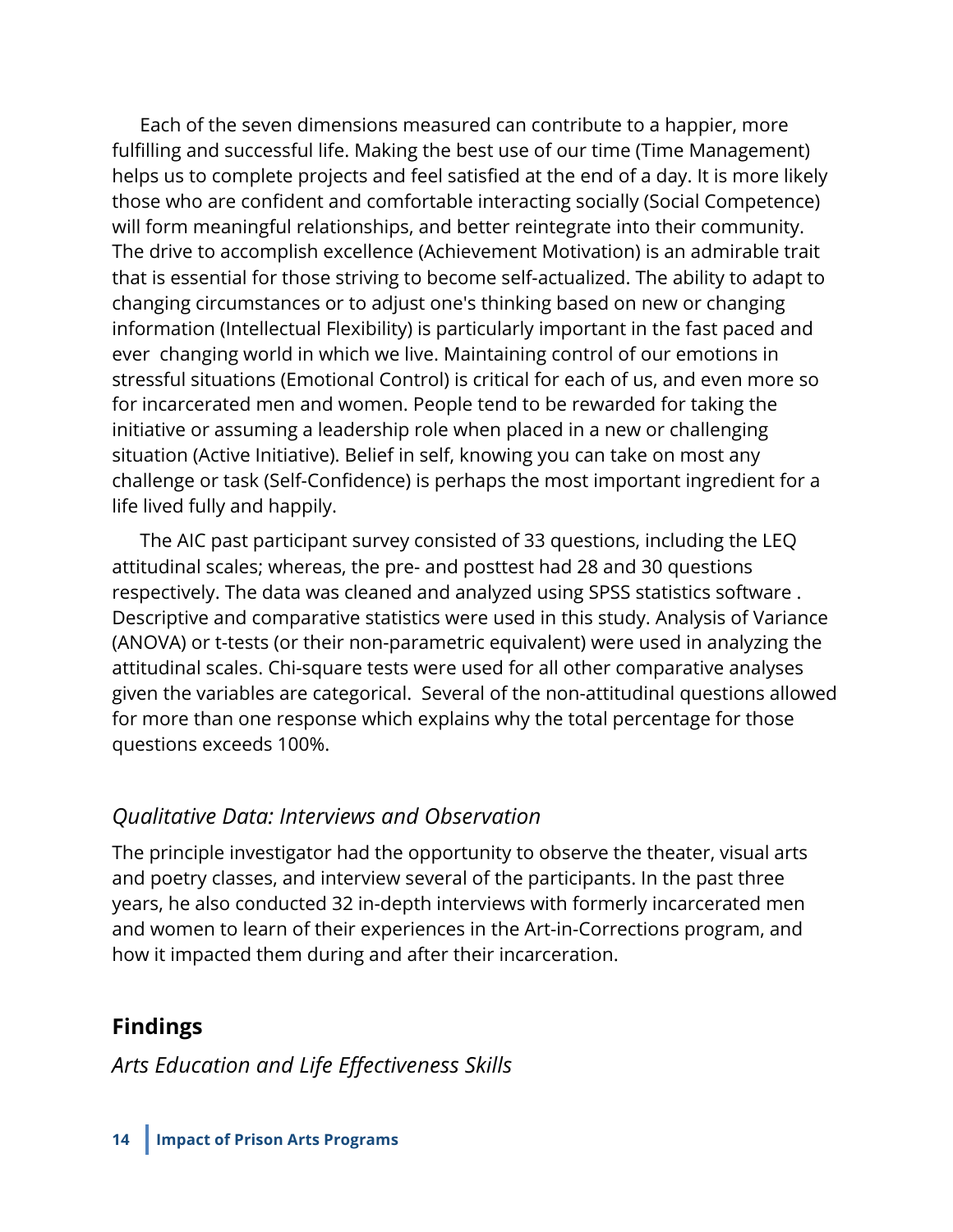Each of the seven dimensions measured can contribute to a happier, more fulfilling and successful life. Making the best use of our time (Time Management) helps us to complete projects and feel satisfied at the end of a day. It is more likely those who are confident and comfortable interacting socially (Social Competence) will form meaningful relationships, and better reintegrate into their community. The drive to accomplish excellence (Achievement Motivation) is an admirable trait that is essential for those striving to become self-actualized. The ability to adapt to changing circumstances or to adjust one's thinking based on new or changing information (Intellectual Flexibility) is particularly important in the fast paced and ever changing world in which we live. Maintaining control of our emotions in stressful situations (Emotional Control) is critical for each of us, and even more so for incarcerated men and women. People tend to be rewarded for taking the initiative or assuming a leadership role when placed in a new or challenging situation (Active Initiative). Belief in self, knowing you can take on most any challenge or task (Self-Confidence) is perhaps the most important ingredient for a life lived fully and happily.

The AIC past participant survey consisted of 33 questions, including the LEQ attitudinal scales; whereas, the pre- and posttest had 28 and 30 questions respectively. The data was cleaned and analyzed using SPSS statistics software . Descriptive and comparative statistics were used in this study. Analysis of Variance (ANOVA) or t-tests (or their non-parametric equivalent) were used in analyzing the attitudinal scales. Chi-square tests were used for all other comparative analyses given the variables are categorical. Several of the non-attitudinal questions allowed for more than one response which explains why the total percentage for those questions exceeds 100%.

### *Qualitative Data: Interviews and Observation*

The principle investigator had the opportunity to observe the theater, visual arts and poetry classes, and interview several of the participants. In the past three years, he also conducted 32 in-depth interviews with formerly incarcerated men and women to learn of their experiences in the Art-in-Corrections program, and how it impacted them during and after their incarceration.

## Findings

### *Arts Education and Life Effectiveness Skills*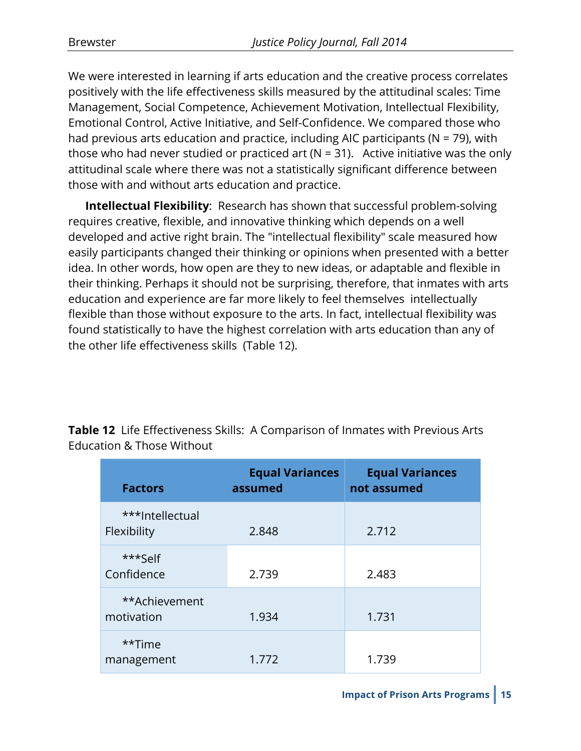We were interested in learning if arts education and the creative process correlates positively with the life effectiveness skills measured by the attitudinal scales: Time Management, Social Competence, Achievement Motivation, Intellectual Flexibility, Emotional Control, Active Initiative, and Self-Confidence. We compared those who had previous arts education and practice, including AIC participants (N = 79), with those who had never studied or practiced art (N = 31). Active initiative was the only attitudinal scale where there was not a statistically significant difference between those with and without arts education and practice.

**Intellectual Flexibility**: Research has shown that successful problem-solving requires creative, flexible, and innovative thinking which depends on a well developed and active right brain. The "intellectual flexibility" scale measured how easily participants changed their thinking or opinions when presented with a better idea. In other words, how open are they to new ideas, or adaptable and flexible in their thinking. Perhaps it should not surprising, therefore, that inmates with arts education and experience are far more likely to feel themselves intellectually flexible than those without exposure to the arts. In fact, intellectual flexibility was found statistically to have the highest correlation with arts education than any of the other life effectiveness skills (Table 12).

**Table 12** Life Effectiveness Skills: A Comparison of Inmates with Previous Arts Education & Those Without

| Factors | Equal Variances assumed | Equal Variances not assumed |
| --- | --- | --- |
| ***Intellectual Flexibility | 2.848 | 2.712 |
| ***Self Confidence | 2.739 | 2.483 |
| **Achievement motivation | 1.934 | 1.731 |
| **Time management | 1.772 | 1.739 |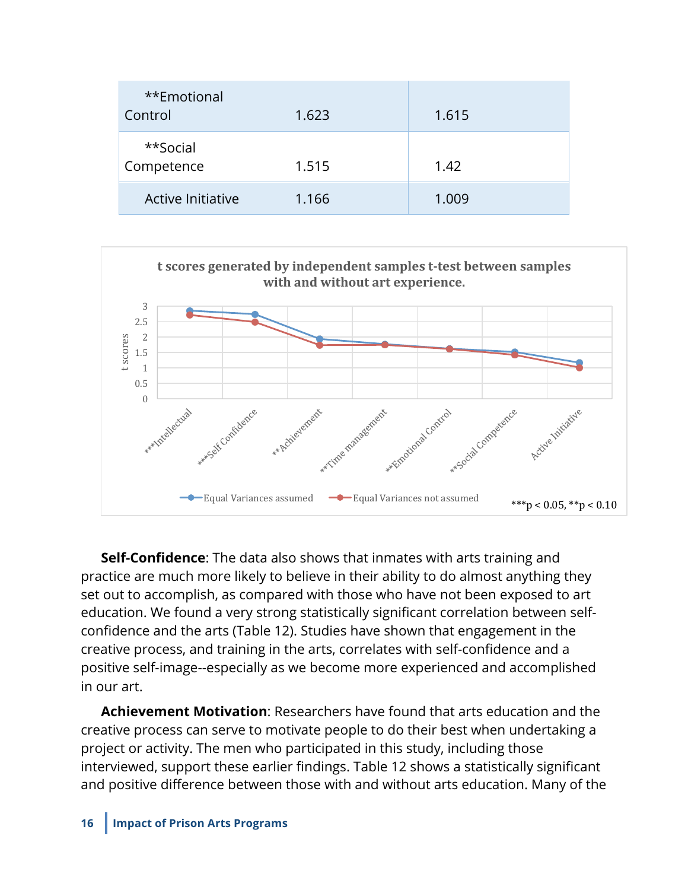| | | |
|---|---|---|
| **Emotional Control | 1.623 | 1.615 |
| **Social Competence | 1.515 | 1.42 |
| Active Initiative | 1.166 | 1.009 |

**t scores generated by independent samples t-test between samples with and without art experience.**

***p < 0.05, **p < 0.10

**Self-Confidence**: The data also shows that inmates with arts training and practice are much more likely to believe in their ability to do almost anything they set out to accomplish, as compared with those who have not been exposed to art education. We found a very strong statistically significant correlation between self-confidence and the arts (Table 12). Studies have shown that engagement in the creative process, and training in the arts, correlates with self-confidence and a positive self-image--especially as we become more experienced and accomplished in our art.

**Achievement Motivation**: Researchers have found that arts education and the creative process can serve to motivate people to do their best when undertaking a project or activity. The men who participated in this study, including those interviewed, support these earlier findings. Table 12 shows a statistically significant and positive difference between those with and without arts education. Many of the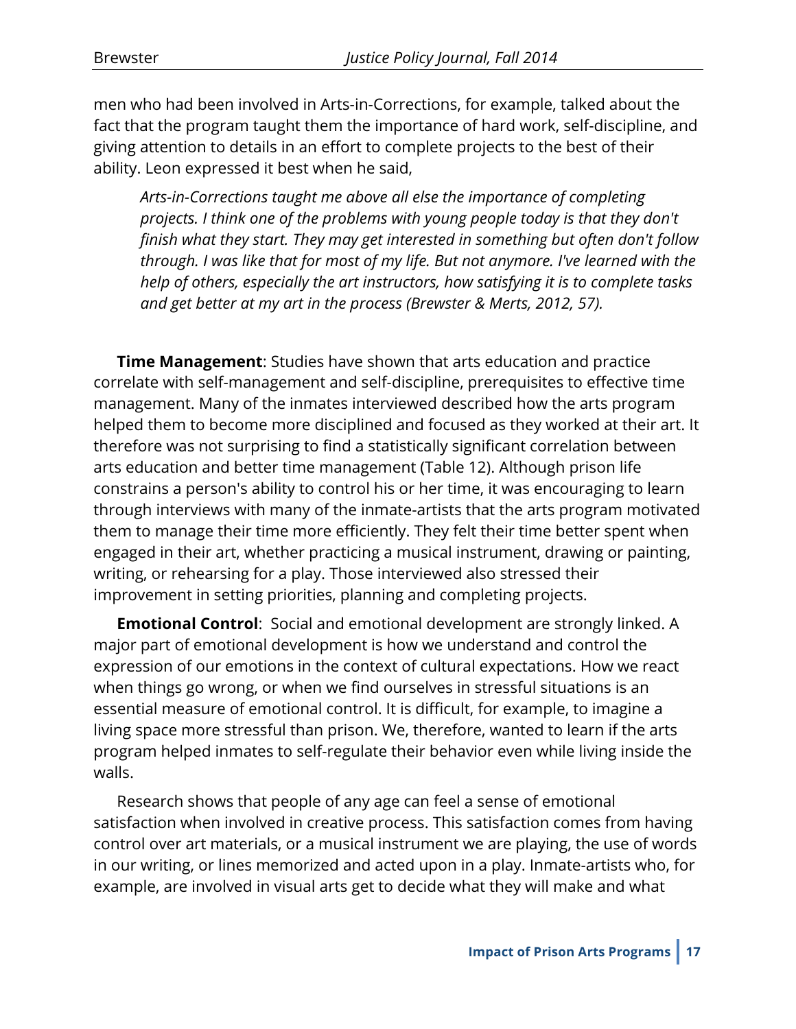men who had been involved in Arts-in-Corrections, for example, talked about the fact that the program taught them the importance of hard work, self-discipline, and giving attention to details in an effort to complete projects to the best of their ability. Leon expressed it best when he said,

> *Arts-in-Corrections taught me above all else the importance of completing projects. I think one of the problems with young people today is that they don't finish what they start. They may get interested in something but often don't follow through. I was like that for most of my life. But not anymore. I've learned with the help of others, especially the art instructors, how satisfying it is to complete tasks and get better at my art in the process (Brewster & Merts, 2012, 57).*

**Time Management**: Studies have shown that arts education and practice correlate with self-management and self-discipline, prerequisites to effective time management. Many of the inmates interviewed described how the arts program helped them to become more disciplined and focused as they worked at their art. It therefore was not surprising to find a statistically significant correlation between arts education and better time management (Table 12). Although prison life constrains a person's ability to control his or her time, it was encouraging to learn through interviews with many of the inmate-artists that the arts program motivated them to manage their time more efficiently. They felt their time better spent when engaged in their art, whether practicing a musical instrument, drawing or painting, writing, or rehearsing for a play. Those interviewed also stressed their improvement in setting priorities, planning and completing projects.

**Emotional Control**: Social and emotional development are strongly linked. A major part of emotional development is how we understand and control the expression of our emotions in the context of cultural expectations. How we react when things go wrong, or when we find ourselves in stressful situations is an essential measure of emotional control. It is difficult, for example, to imagine a living space more stressful than prison. We, therefore, wanted to learn if the arts program helped inmates to self-regulate their behavior even while living inside the walls.

Research shows that people of any age can feel a sense of emotional satisfaction when involved in creative process. This satisfaction comes from having control over art materials, or a musical instrument we are playing, the use of words in our writing, or lines memorized and acted upon in a play. Inmate-artists who, for example, are involved in visual arts get to decide what they will make and what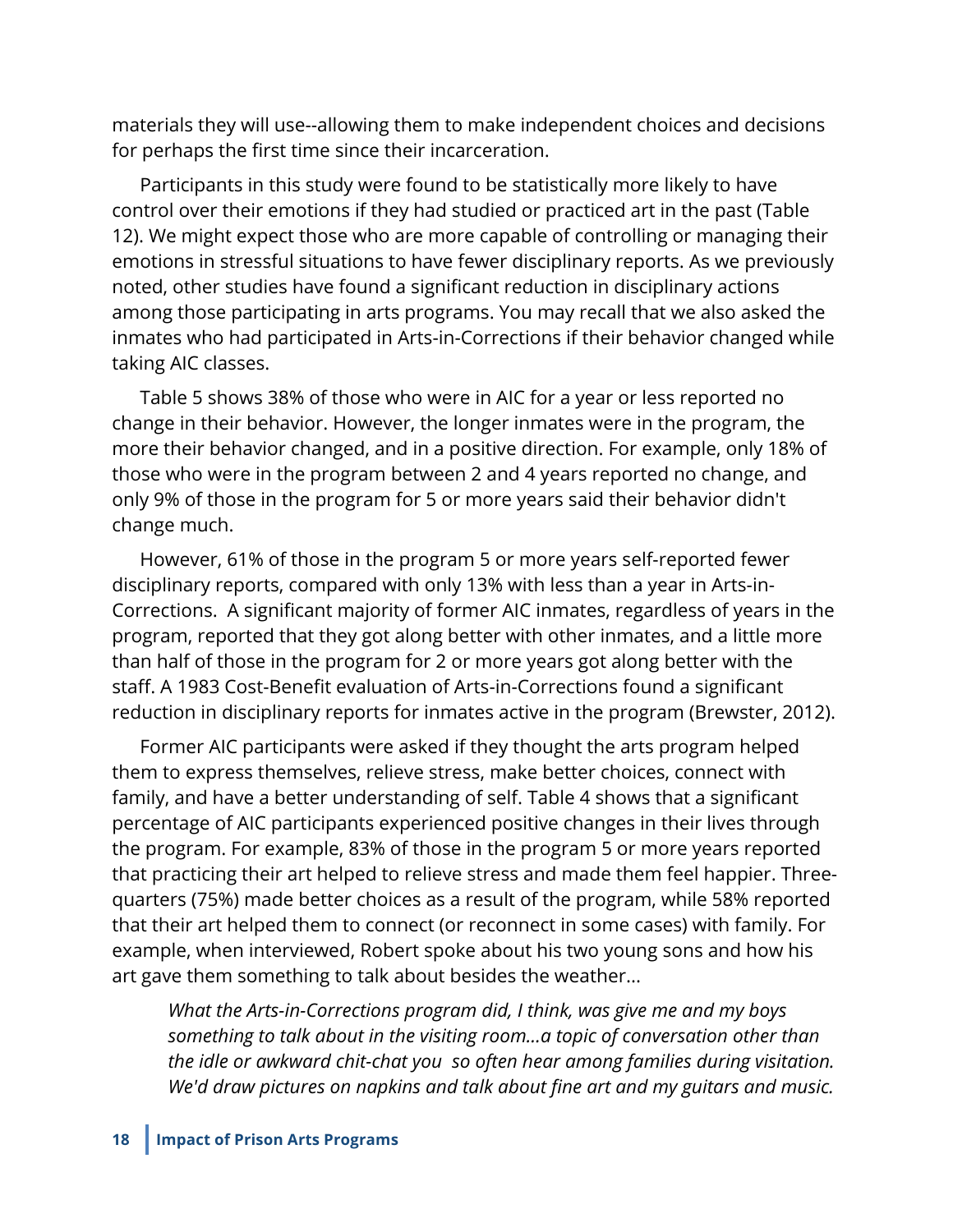materials they will use--allowing them to make independent choices and decisions for perhaps the first time since their incarceration.

Participants in this study were found to be statistically more likely to have control over their emotions if they had studied or practiced art in the past (Table 12). We might expect those who are more capable of controlling or managing their emotions in stressful situations to have fewer disciplinary reports. As we previously noted, other studies have found a significant reduction in disciplinary actions among those participating in arts programs. You may recall that we also asked the inmates who had participated in Arts-in-Corrections if their behavior changed while taking AIC classes.

Table 5 shows 38% of those who were in AIC for a year or less reported no change in their behavior. However, the longer inmates were in the program, the more their behavior changed, and in a positive direction. For example, only 18% of those who were in the program between 2 and 4 years reported no change, and only 9% of those in the program for 5 or more years said their behavior didn't change much.

However, 61% of those in the program 5 or more years self-reported fewer disciplinary reports, compared with only 13% with less than a year in Arts-in-Corrections. A significant majority of former AIC inmates, regardless of years in the program, reported that they got along better with other inmates, and a little more than half of those in the program for 2 or more years got along better with the staff. A 1983 Cost-Benefit evaluation of Arts-in-Corrections found a significant reduction in disciplinary reports for inmates active in the program (Brewster, 2012).

Former AIC participants were asked if they thought the arts program helped them to express themselves, relieve stress, make better choices, connect with family, and have a better understanding of self. Table 4 shows that a significant percentage of AIC participants experienced positive changes in their lives through the program. For example, 83% of those in the program 5 or more years reported that practicing their art helped to relieve stress and made them feel happier. Three-quarters (75%) made better choices as a result of the program, while 58% reported that their art helped them to connect (or reconnect in some cases) with family. For example, when interviewed, Robert spoke about his two young sons and how his art gave them something to talk about besides the weather...

> *What the Arts-in-Corrections program did, I think, was give me and my boys something to talk about in the visiting room...a topic of conversation other than the idle or awkward chit-chat you so often hear among families during visitation. We'd draw pictures on napkins and talk about fine art and my guitars and music.*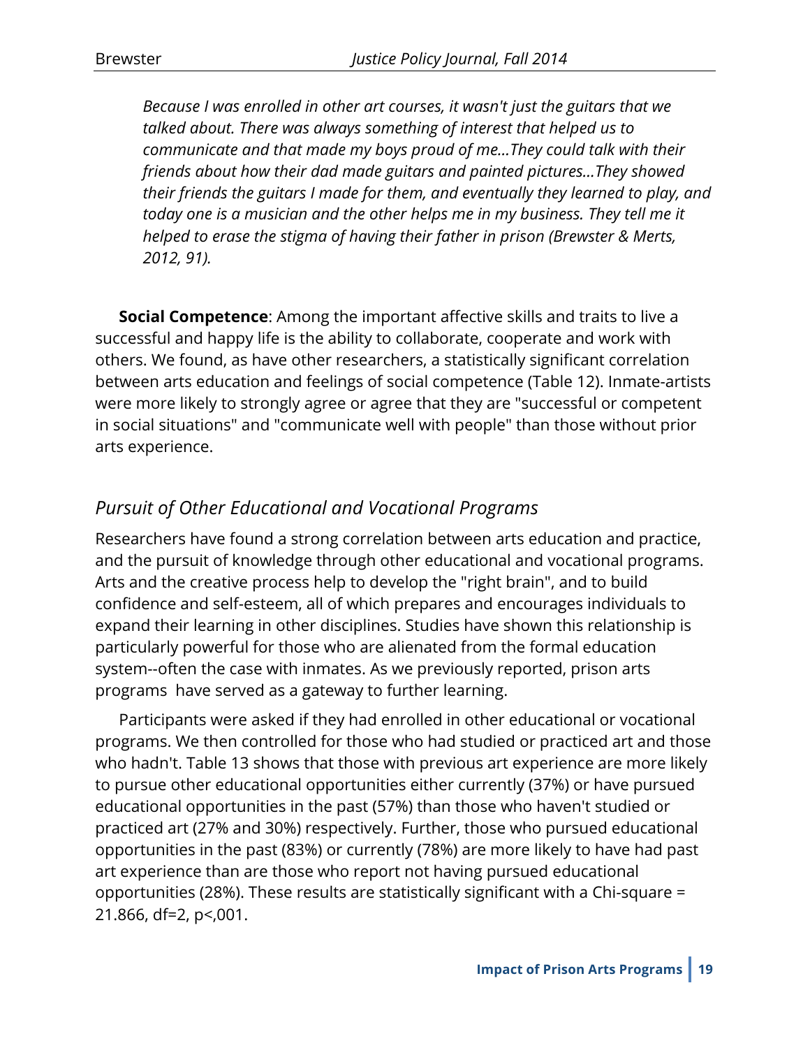> *Because I was enrolled in other art courses, it wasn't just the guitars that we talked about. There was always something of interest that helped us to communicate and that made my boys proud of me...They could talk with their friends about how their dad made guitars and painted pictures...They showed their friends the guitars I made for them, and eventually they learned to play, and today one is a musician and the other helps me in my business. They tell me it helped to erase the stigma of having their father in prison (Brewster & Merts, 2012, 91).*

**Social Competence**: Among the important affective skills and traits to live a successful and happy life is the ability to collaborate, cooperate and work with others. We found, as have other researchers, a statistically significant correlation between arts education and feelings of social competence (Table 12). Inmate-artists were more likely to strongly agree or agree that they are "successful or competent in social situations" and "communicate well with people" than those without prior arts experience.

## *Pursuit of Other Educational and Vocational Programs*

Researchers have found a strong correlation between arts education and practice, and the pursuit of knowledge through other educational and vocational programs. Arts and the creative process help to develop the "right brain", and to build confidence and self-esteem, all of which prepares and encourages individuals to expand their learning in other disciplines. Studies have shown this relationship is particularly powerful for those who are alienated from the formal education system--often the case with inmates. As we previously reported, prison arts programs have served as a gateway to further learning.

Participants were asked if they had enrolled in other educational or vocational programs. We then controlled for those who had studied or practiced art and those who hadn't. Table 13 shows that those with previous art experience are more likely to pursue other educational opportunities either currently (37%) or have pursued educational opportunities in the past (57%) than those who haven't studied or practiced art (27% and 30%) respectively. Further, those who pursued educational opportunities in the past (83%) or currently (78%) are more likely to have had past art experience than are those who report not having pursued educational opportunities (28%). These results are statistically significant with a Chi-square = 21.866, df=2, p<,001.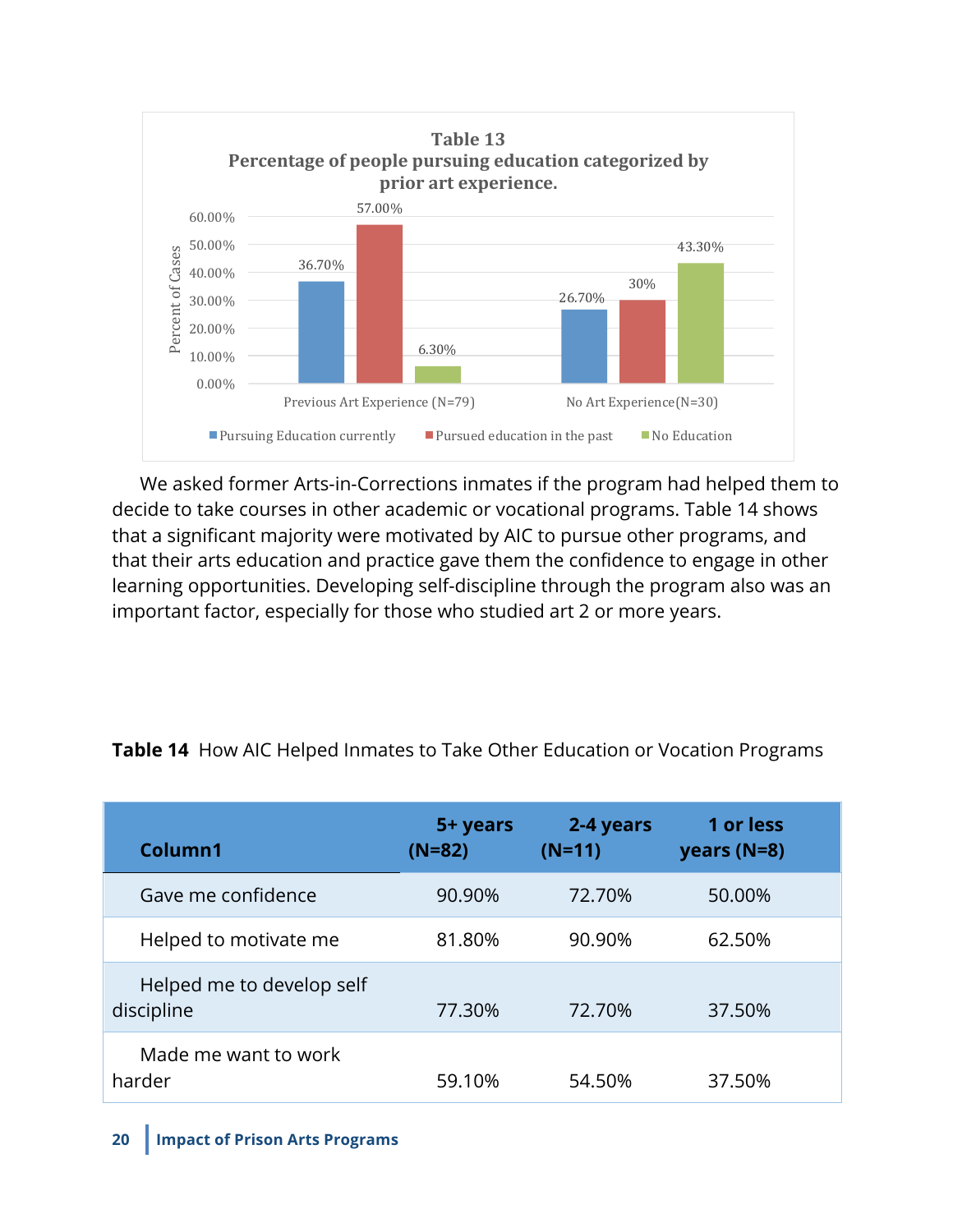**Table 13**
**Percentage of people pursuing education categorized by prior art experience.**

| | Pursuing Education currently | Pursued education in the past | No Education |
|---|---|---|---|
| Previous Art Experience (N=79) | 36.70% | 57.00% | 6.30% |
| No Art Experience(N=30) | 26.70% | 30% | 43.30% |

We asked former Arts-in-Corrections inmates if the program had helped them to decide to take courses in other academic or vocational programs. Table 14 shows that a significant majority were motivated by AIC to pursue other programs, and that their arts education and practice gave them the confidence to engage in other learning opportunities. Developing self-discipline through the program also was an important factor, especially for those who studied art 2 or more years.

**Table 14** How AIC Helped Inmates to Take Other Education or Vocation Programs

| Column1 | 5+ years (N=82) | 2-4 years (N=11) | 1 or less years (N=8) |
|---|---|---|---|
| Gave me confidence | 90.90% | 72.70% | 50.00% |
| Helped to motivate me | 81.80% | 90.90% | 62.50% |
| Helped me to develop self discipline | 77.30% | 72.70% | 37.50% |
| Made me want to work harder | 59.10% | 54.50% | 37.50% |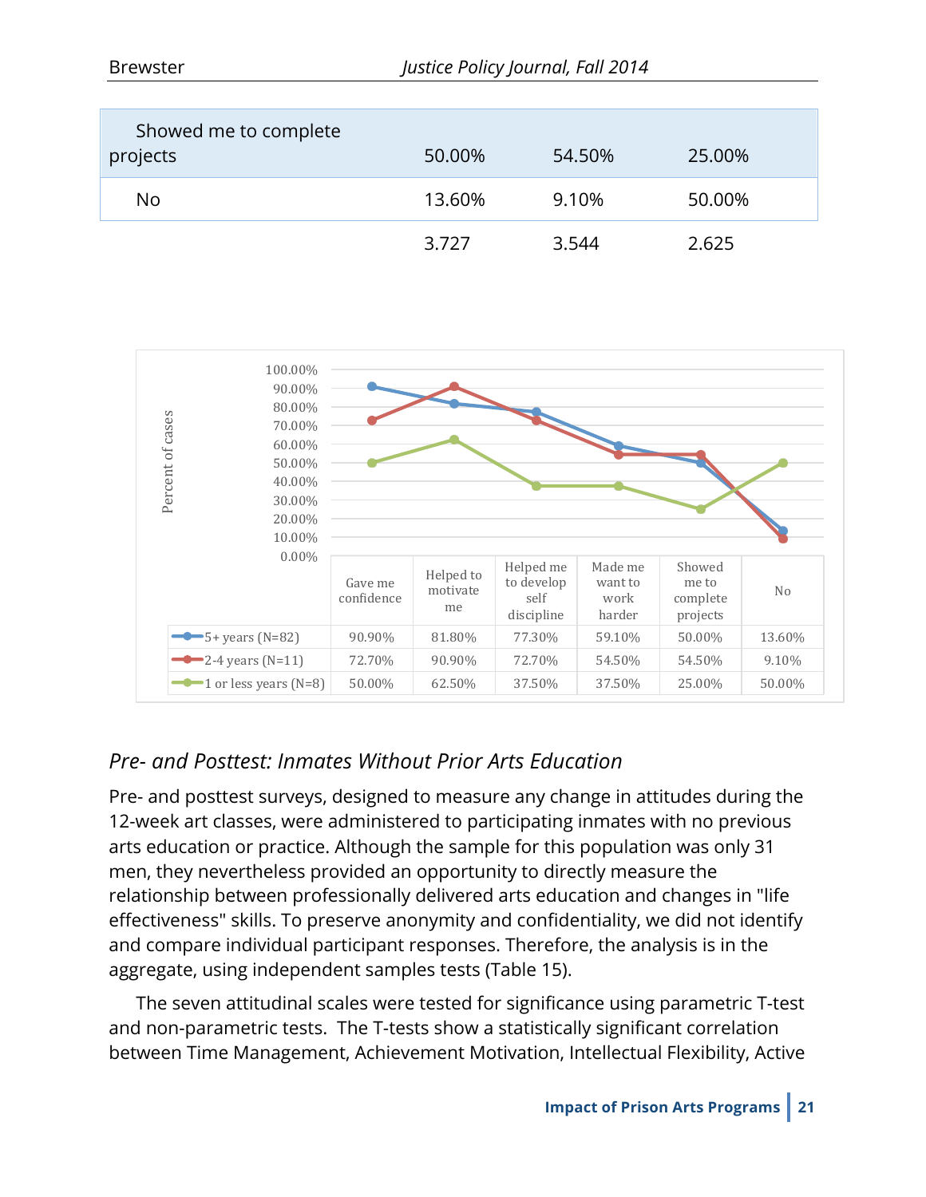| | | | |
|---|---|---|---|
| Showed me to complete projects | 50.00% | 54.50% | 25.00% |
| No | 13.60% | 9.10% | 50.00% |
| | 3.727 | 3.544 | 2.625 |

| | Gave me confidence | Helped to motivate me | Helped me to develop self discipline | Made me want to work harder | Showed me to complete projects | No |
|---|---|---|---|---|---|---|
| 5+ years (N=82) | 90.90% | 81.80% | 77.30% | 59.10% | 50.00% | 13.60% |
| 2-4 years (N=11) | 72.70% | 90.90% | 72.70% | 54.50% | 54.50% | 9.10% |
| 1 or less years (N=8) | 50.00% | 62.50% | 37.50% | 37.50% | 25.00% | 50.00% |

## *Pre- and Posttest: Inmates Without Prior Arts Education*

Pre- and posttest surveys, designed to measure any change in attitudes during the 12-week art classes, were administered to participating inmates with no previous arts education or practice. Although the sample for this population was only 31 men, they nevertheless provided an opportunity to directly measure the relationship between professionally delivered arts education and changes in "life effectiveness" skills. To preserve anonymity and confidentiality, we did not identify and compare individual participant responses. Therefore, the analysis is in the aggregate, using independent samples tests (Table 15).

The seven attitudinal scales were tested for significance using parametric T-test and non-parametric tests. The T-tests show a statistically significant correlation between Time Management, Achievement Motivation, Intellectual Flexibility, Active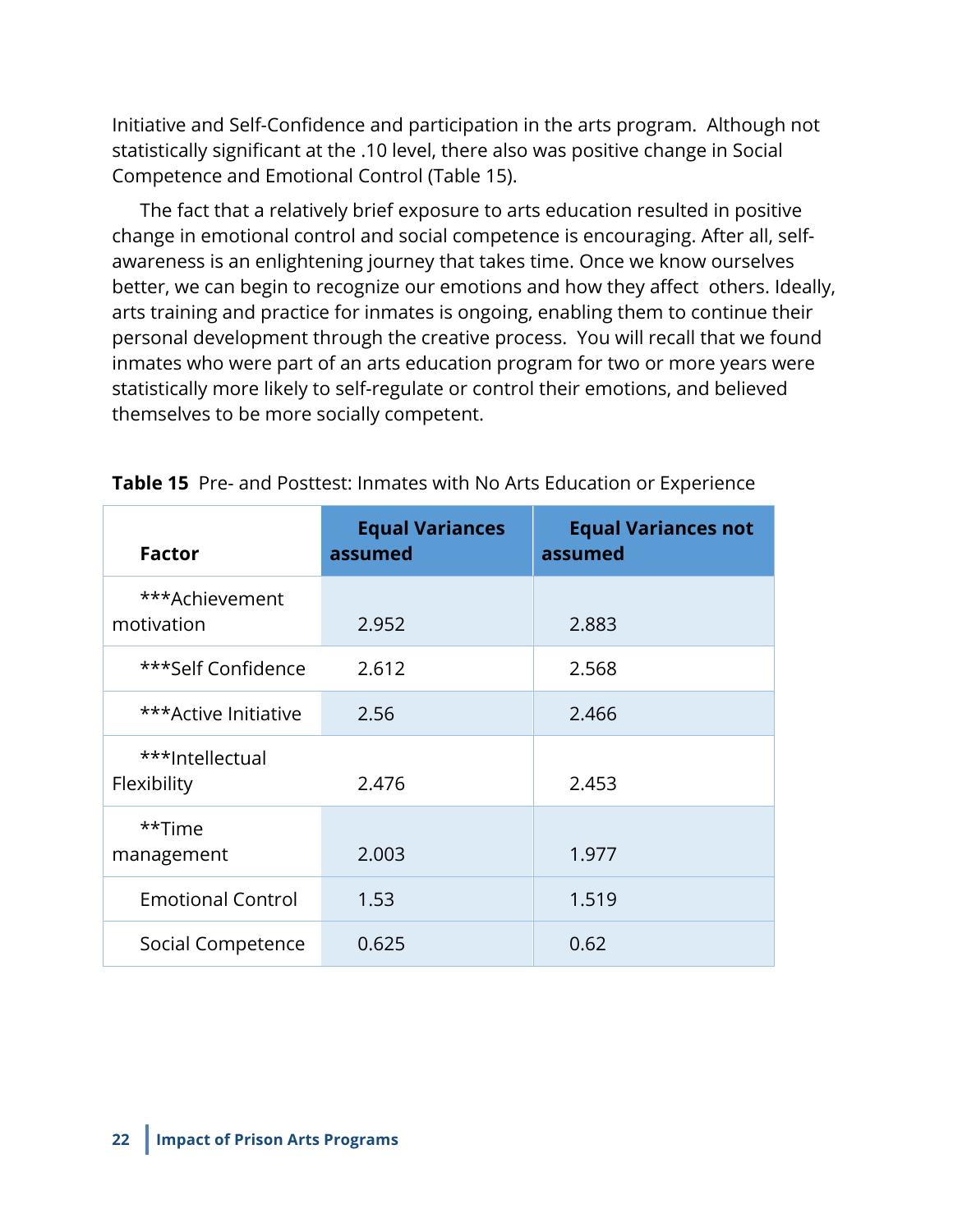Initiative and Self-Confidence and participation in the arts program. Although not statistically significant at the .10 level, there also was positive change in Social Competence and Emotional Control (Table 15).

The fact that a relatively brief exposure to arts education resulted in positive change in emotional control and social competence is encouraging. After all, self-awareness is an enlightening journey that takes time. Once we know ourselves better, we can begin to recognize our emotions and how they affect others. Ideally, arts training and practice for inmates is ongoing, enabling them to continue their personal development through the creative process. You will recall that we found inmates who were part of an arts education program for two or more years were statistically more likely to self-regulate or control their emotions, and believed themselves to be more socially competent.

**Table 15** Pre- and Posttest: Inmates with No Arts Education or Experience

| Factor | Equal Variances assumed | Equal Variances not assumed |
|---|---|---|
| ***Achievement motivation | 2.952 | 2.883 |
| ***Self Confidence | 2.612 | 2.568 |
| ***Active Initiative | 2.56 | 2.466 |
| ***Intellectual Flexibility | 2.476 | 2.453 |
| **Time management | 2.003 | 1.977 |
| Emotional Control | 1.53 | 1.519 |
| Social Competence | 0.625 | 0.62 |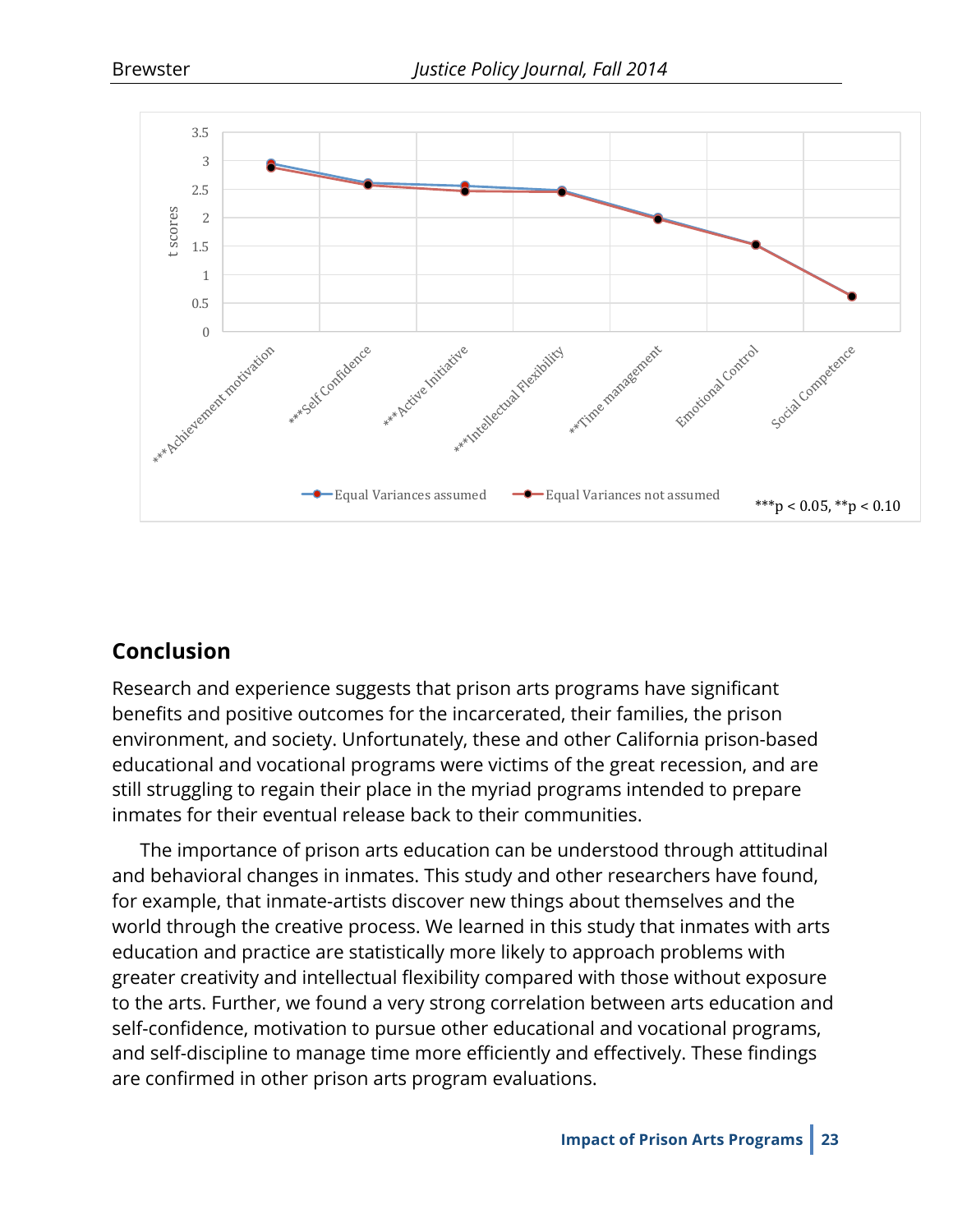## Conclusion

Research and experience suggests that prison arts programs have significant benefits and positive outcomes for the incarcerated, their families, the prison environment, and society. Unfortunately, these and other California prison-based educational and vocational programs were victims of the great recession, and are still struggling to regain their place in the myriad programs intended to prepare inmates for their eventual release back to their communities.

The importance of prison arts education can be understood through attitudinal and behavioral changes in inmates. This study and other researchers have found, for example, that inmate-artists discover new things about themselves and the world through the creative process. We learned in this study that inmates with arts education and practice are statistically more likely to approach problems with greater creativity and intellectual flexibility compared with those without exposure to the arts. Further, we found a very strong correlation between arts education and self-confidence, motivation to pursue other educational and vocational programs, and self-discipline to manage time more efficiently and effectively. These findings are confirmed in other prison arts program evaluations.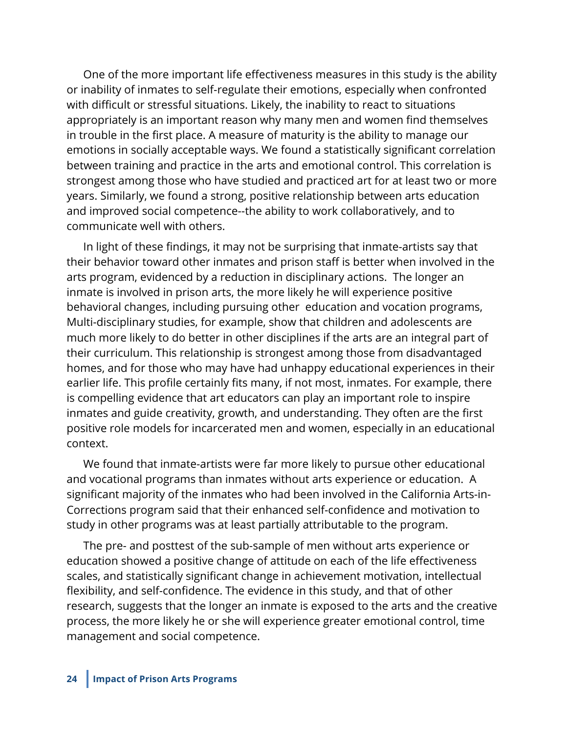One of the more important life effectiveness measures in this study is the ability or inability of inmates to self-regulate their emotions, especially when confronted with difficult or stressful situations. Likely, the inability to react to situations appropriately is an important reason why many men and women find themselves in trouble in the first place. A measure of maturity is the ability to manage our emotions in socially acceptable ways. We found a statistically significant correlation between training and practice in the arts and emotional control. This correlation is strongest among those who have studied and practiced art for at least two or more years. Similarly, we found a strong, positive relationship between arts education and improved social competence--the ability to work collaboratively, and to communicate well with others.

In light of these findings, it may not be surprising that inmate-artists say that their behavior toward other inmates and prison staff is better when involved in the arts program, evidenced by a reduction in disciplinary actions.  The longer an inmate is involved in prison arts, the more likely he will experience positive behavioral changes, including pursuing other  education and vocation programs, Multi-disciplinary studies, for example, show that children and adolescents are much more likely to do better in other disciplines if the arts are an integral part of their curriculum. This relationship is strongest among those from disadvantaged homes, and for those who may have had unhappy educational experiences in their earlier life. This profile certainly fits many, if not most, inmates. For example, there is compelling evidence that art educators can play an important role to inspire inmates and guide creativity, growth, and understanding. They often are the first positive role models for incarcerated men and women, especially in an educational context.

We found that inmate-artists were far more likely to pursue other educational and vocational programs than inmates without arts experience or education.  A significant majority of the inmates who had been involved in the California Arts-in-Corrections program said that their enhanced self-confidence and motivation to study in other programs was at least partially attributable to the program.

The pre- and posttest of the sub-sample of men without arts experience or education showed a positive change of attitude on each of the life effectiveness scales, and statistically significant change in achievement motivation, intellectual flexibility, and self-confidence. The evidence in this study, and that of other research, suggests that the longer an inmate is exposed to the arts and the creative process, the more likely he or she will experience greater emotional control, time management and social competence.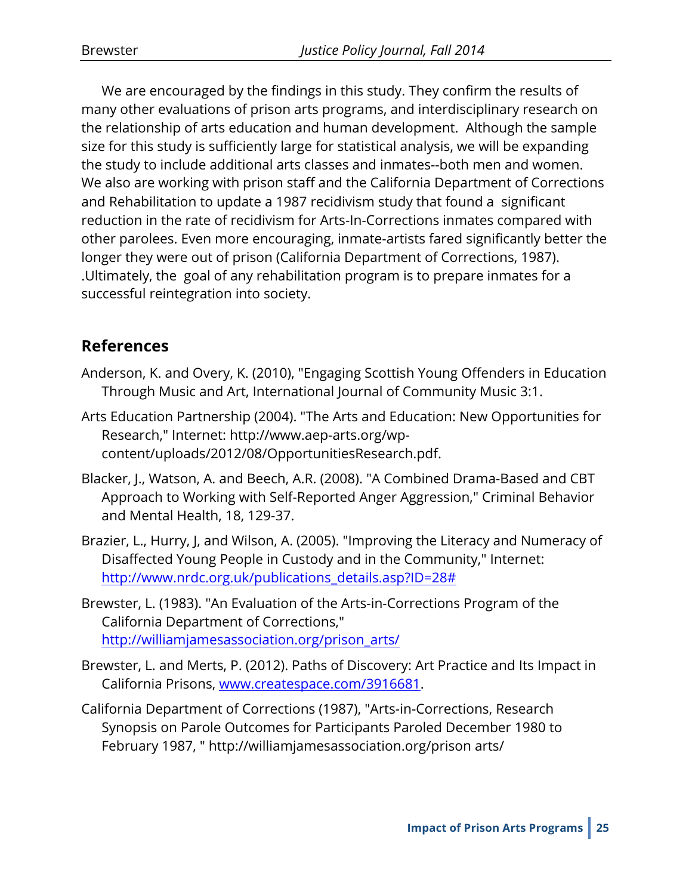We are encouraged by the findings in this study. They confirm the results of many other evaluations of prison arts programs, and interdisciplinary research on the relationship of arts education and human development. Although the sample size for this study is sufficiently large for statistical analysis, we will be expanding the study to include additional arts classes and inmates--both men and women. We also are working with prison staff and the California Department of Corrections and Rehabilitation to update a 1987 recidivism study that found a significant reduction in the rate of recidivism for Arts-In-Corrections inmates compared with other parolees. Even more encouraging, inmate-artists fared significantly better the longer they were out of prison (California Department of Corrections, 1987). .Ultimately, the goal of any rehabilitation program is to prepare inmates for a successful reintegration into society.

## References

Anderson, K. and Overy, K. (2010), "Engaging Scottish Young Offenders in Education Through Music and Art, International Journal of Community Music 3:1.

Arts Education Partnership (2004). "The Arts and Education: New Opportunities for Research," Internet: http://www.aep-arts.org/wp-content/uploads/2012/08/OpportunitiesResearch.pdf.

Blacker, J., Watson, A. and Beech, A.R. (2008). "A Combined Drama-Based and CBT Approach to Working with Self-Reported Anger Aggression," Criminal Behavior and Mental Health, 18, 129-37.

Brazier, L., Hurry, J, and Wilson, A. (2005). "Improving the Literacy and Numeracy of Disaffected Young People in Custody and in the Community," Internet: http://www.nrdc.org.uk/publications_details.asp?ID=28#

Brewster, L. (1983). "An Evaluation of the Arts-in-Corrections Program of the California Department of Corrections," http://williamjamesassociation.org/prison_arts/

Brewster, L. and Merts, P. (2012). Paths of Discovery: Art Practice and Its Impact in California Prisons, www.createspace.com/3916681.

California Department of Corrections (1987), "Arts-in-Corrections, Research Synopsis on Parole Outcomes for Participants Paroled December 1980 to February 1987, " http://williamjamesassociation.org/prison arts/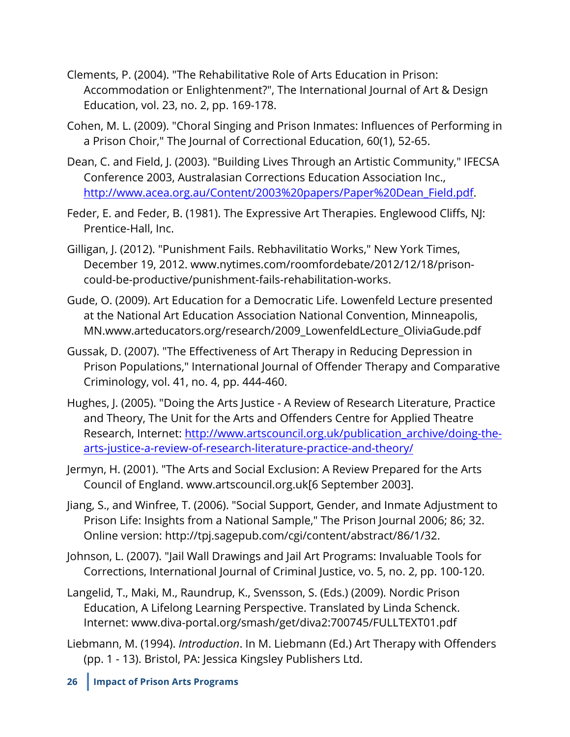Clements, P. (2004). "The Rehabilitative Role of Arts Education in Prison: Accommodation or Enlightenment?", The International Journal of Art & Design Education, vol. 23, no. 2, pp. 169-178.

Cohen, M. L. (2009). "Choral Singing and Prison Inmates: Influences of Performing in a Prison Choir," The Journal of Correctional Education, 60(1), 52-65.

Dean, C. and Field, J. (2003). "Building Lives Through an Artistic Community," IFECSA Conference 2003, Australasian Corrections Education Association Inc., [http://www.acea.org.au/Content/2003%20papers/Paper%20Dean_Field.pdf](http://www.acea.org.au/Content/2003%20papers/Paper%20Dean_Field.pdf).

Feder, E. and Feder, B. (1981). The Expressive Art Therapies. Englewood Cliffs, NJ: Prentice-Hall, Inc.

Gilligan, J. (2012). "Punishment Fails. Rebhavilitatio Works," New York Times, December 19, 2012. www.nytimes.com/roomfordebate/2012/12/18/prison-could-be-productive/punishment-fails-rehabilitation-works.

Gude, O. (2009). Art Education for a Democratic Life. Lowenfeld Lecture presented at the National Art Education Association National Convention, Minneapolis, MN.www.arteducators.org/research/2009_LowenfeldLecture_OliviaGude.pdf

Gussak, D. (2007). "The Effectiveness of Art Therapy in Reducing Depression in Prison Populations," International Journal of Offender Therapy and Comparative Criminology, vol. 41, no. 4, pp. 444-460.

Hughes, J. (2005). "Doing the Arts Justice - A Review of Research Literature, Practice and Theory, The Unit for the Arts and Offenders Centre for Applied Theatre Research, Internet: [http://www.artscouncil.org.uk/publication_archive/doing-the-arts-justice-a-review-of-research-literature-practice-and-theory/](http://www.artscouncil.org.uk/publication_archive/doing-the-arts-justice-a-review-of-research-literature-practice-and-theory/)

Jermyn, H. (2001). "The Arts and Social Exclusion: A Review Prepared for the Arts Council of England. www.artscouncil.org.uk[6 September 2003].

Jiang, S., and Winfree, T. (2006). "Social Support, Gender, and Inmate Adjustment to Prison Life: Insights from a National Sample," The Prison Journal 2006; 86; 32. Online version: http://tpj.sagepub.com/cgi/content/abstract/86/1/32.

Johnson, L. (2007). "Jail Wall Drawings and Jail Art Programs: Invaluable Tools for Corrections, International Journal of Criminal Justice, vo. 5, no. 2, pp. 100-120.

Langelid, T., Maki, M., Raundrup, K., Svensson, S. (Eds.) (2009). Nordic Prison Education, A Lifelong Learning Perspective. Translated by Linda Schenck. Internet: www.diva-portal.org/smash/get/diva2:700745/FULLTEXT01.pdf

Liebmann, M. (1994). *Introduction*. In M. Liebmann (Ed.) Art Therapy with Offenders (pp. 1 - 13). Bristol, PA: Jessica Kingsley Publishers Ltd.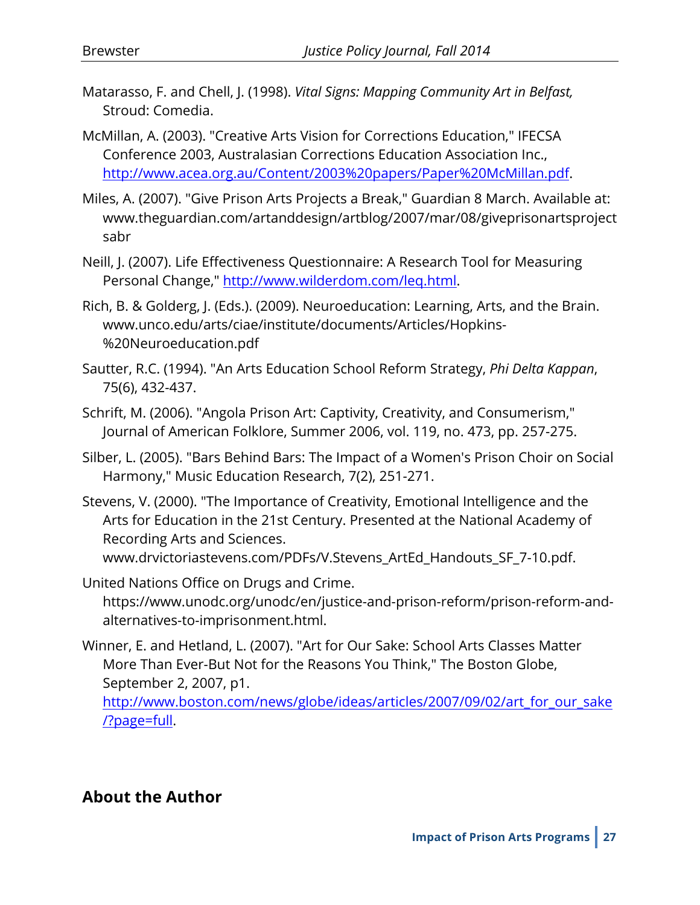Matarasso, F. and Chell, J. (1998). *Vital Signs: Mapping Community Art in Belfast,* Stroud: Comedia.

McMillan, A. (2003). "Creative Arts Vision for Corrections Education," IFECSA Conference 2003, Australasian Corrections Education Association Inc., http://www.acea.org.au/Content/2003%20papers/Paper%20McMillan.pdf.

Miles, A. (2007). "Give Prison Arts Projects a Break," Guardian 8 March. Available at: www.theguardian.com/artanddesign/artblog/2007/mar/08/giveprisonartsprojectsabr

Neill, J. (2007). Life Effectiveness Questionnaire: A Research Tool for Measuring Personal Change," http://www.wilderdom.com/leq.html.

Rich, B. & Golderg, J. (Eds.). (2009). Neuroeducation: Learning, Arts, and the Brain. www.unco.edu/arts/ciae/institute/documents/Articles/Hopkins-%20Neuroeducation.pdf

Sautter, R.C. (1994). "An Arts Education School Reform Strategy, *Phi Delta Kappan*, 75(6), 432-437.

Schrift, M. (2006). "Angola Prison Art: Captivity, Creativity, and Consumerism," Journal of American Folklore, Summer 2006, vol. 119, no. 473, pp. 257-275.

Silber, L. (2005). "Bars Behind Bars: The Impact of a Women's Prison Choir on Social Harmony," Music Education Research, 7(2), 251-271.

Stevens, V. (2000). "The Importance of Creativity, Emotional Intelligence and the Arts for Education in the 21st Century. Presented at the National Academy of Recording Arts and Sciences. www.drvictoriastevens.com/PDFs/V.Stevens_ArtEd_Handouts_SF_7-10.pdf.

United Nations Office on Drugs and Crime. https://www.unodc.org/unodc/en/justice-and-prison-reform/prison-reform-and-alternatives-to-imprisonment.html.

Winner, E. and Hetland, L. (2007). "Art for Our Sake: School Arts Classes Matter More Than Ever-But Not for the Reasons You Think," The Boston Globe, September 2, 2007, p1. http://www.boston.com/news/globe/ideas/articles/2007/09/02/art_for_our_sake/?page=full.

## About the Author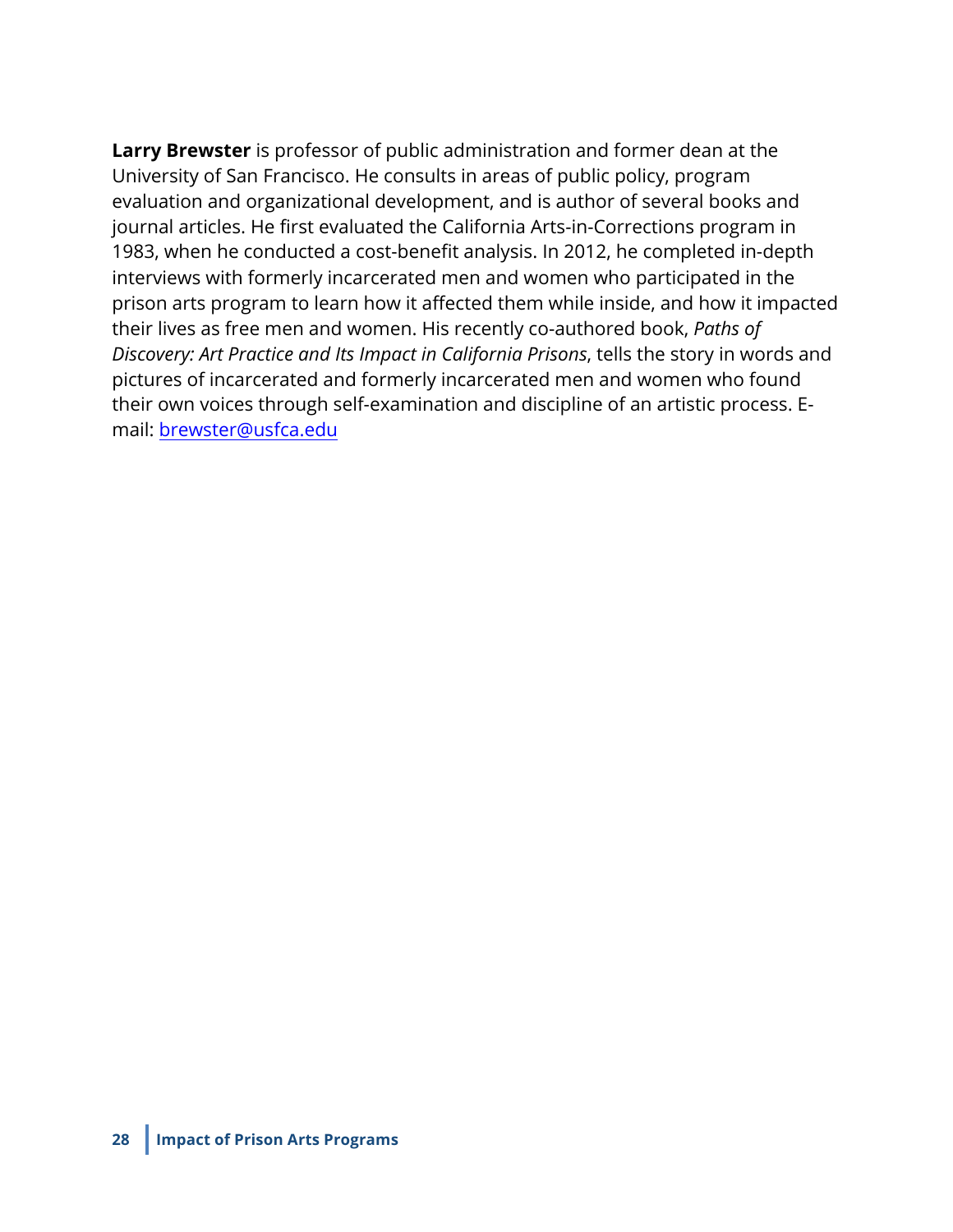**Larry Brewster** is professor of public administration and former dean at the University of San Francisco. He consults in areas of public policy, program evaluation and organizational development, and is author of several books and journal articles. He first evaluated the California Arts-in-Corrections program in 1983, when he conducted a cost-benefit analysis. In 2012, he completed in-depth interviews with formerly incarcerated men and women who participated in the prison arts program to learn how it affected them while inside, and how it impacted their lives as free men and women. His recently co-authored book, *Paths of Discovery: Art Practice and Its Impact in California Prisons*, tells the story in words and pictures of incarcerated and formerly incarcerated men and women who found their own voices through self-examination and discipline of an artistic process. E-mail: [brewster@usfca.edu](mailto:brewster@usfca.edu)